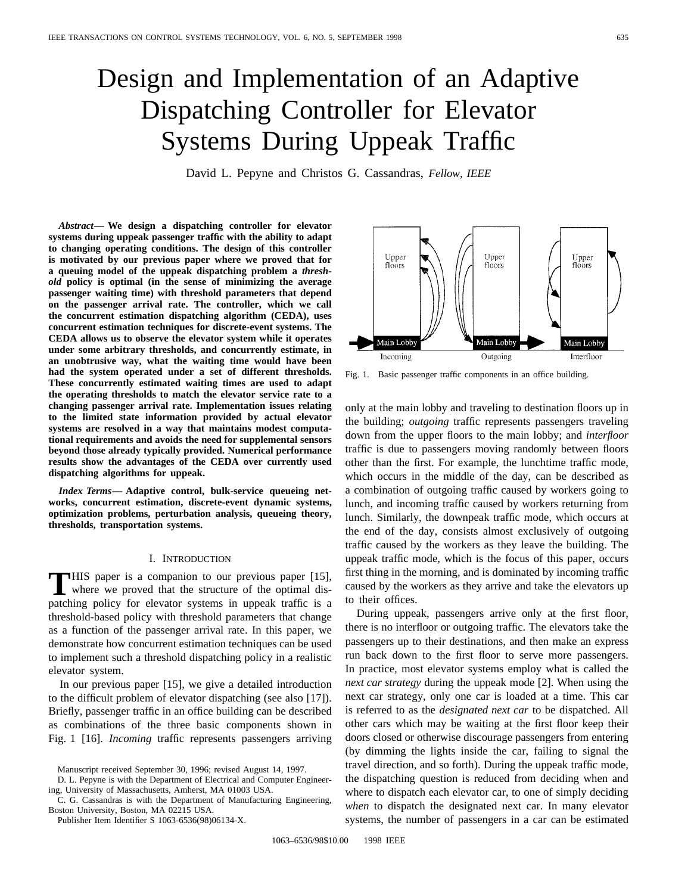# Design and Implementation of an Adaptive Dispatching Controller for Elevator Systems During Uppeak Traffic

David L. Pepyne and Christos G. Cassandras, *Fellow, IEEE*

***Abstract*— We design a dispatching controller for elevator systems during uppeak passenger traffic with the ability to adapt to changing operating conditions. The design of this controller is motivated by our previous paper where we proved that for a queuing model of the uppeak dispatching problem a *threshold* policy is optimal (in the sense of minimizing the average passenger waiting time) with threshold parameters that depend on the passenger arrival rate. The controller, which we call the concurrent estimation dispatching algorithm (CEDA), uses concurrent estimation techniques for discrete-event systems. The CEDA allows us to observe the elevator system while it operates under some arbitrary thresholds, and concurrently estimate, in an unobtrusive way, what the waiting time would have been had the system operated under a set of different thresholds. These concurrently estimated waiting times are used to adapt the operating thresholds to match the elevator service rate to a changing passenger arrival rate. Implementation issues relating to the limited state information provided by actual elevator systems are resolved in a way that maintains modest computational requirements and avoids the need for supplemental sensors beyond those already typically provided. Numerical performance results show the advantages of the CEDA over currently used dispatching algorithms for uppeak.**

***Index Terms*— Adaptive control, bulk-service queueing networks, concurrent estimation, discrete-event dynamic systems, optimization problems, perturbation analysis, queueing theory, thresholds, transportation systems.**

## I. Introduction

This paper is a companion to our previous paper [15], where we proved that the structure of the optimal dispatching policy for elevator systems in uppeak traffic is a threshold-based policy with threshold parameters that change as a function of the passenger arrival rate. In this paper, we demonstrate how concurrent estimation techniques can be used to implement such a threshold dispatching policy in a realistic elevator system.

In our previous paper [15], we give a detailed introduction to the difficult problem of elevator dispatching (see also [17]). Briefly, passenger traffic in an office building can be described as combinations of the three basic components shown in Fig. 1 [16]. *Incoming* traffic represents passengers arriving only at the main lobby and traveling to destination floors up in the building; *outgoing* traffic represents passengers traveling down from the upper floors to the main lobby; and *interfloor* traffic is due to passengers moving randomly between floors other than the first. For example, the lunchtime traffic mode, which occurs in the middle of the day, can be described as a combination of outgoing traffic caused by workers going to lunch, and incoming traffic caused by workers returning from lunch. Similarly, the downpeak traffic mode, which occurs at the end of the day, consists almost exclusively of outgoing traffic caused by the workers as they leave the building. The uppeak traffic mode, which is the focus of this paper, occurs first thing in the morning, and is dominated by incoming traffic caused by the workers as they arrive and take the elevators up to their offices.

Upper floors
Main Lobby
Incoming
Upper floors
Main Lobby
Outgoing
Upper floors
Main Lobby
Interfloor

Fig. 1. Basic passenger traffic components in an office building.

During uppeak, passengers arrive only at the first floor, there is no interfloor or outgoing traffic. The elevators take the passengers up to their destinations, and then make an express run back down to the first floor to serve more passengers. In practice, most elevator systems employ what is called the *next car strategy* during the uppeak mode [2]. When using the next car strategy, only one car is loaded at a time. This car is referred to as the *designated next car* to be dispatched. All other cars which may be waiting at the first floor keep their doors closed or otherwise discourage passengers from entering (by dimming the lights inside the car, failing to signal the travel direction, and so forth). During the uppeak traffic mode, the dispatching question is reduced from deciding when and where to dispatch each elevator car, to one of simply deciding *when* to dispatch the designated next car. In many elevator systems, the number of passengers in a car can be estimated

Manuscript received September 30, 1996; revised August 14, 1997.

D. L. Pepyne is with the Department of Electrical and Computer Engineering, University of Massachusetts, Amherst, MA 01003 USA.

C. G. Cassandras is with the Department of Manufacturing Engineering, Boston University, Boston, MA 02215 USA.

Publisher Item Identifier S 1063-6536(98)06134-X.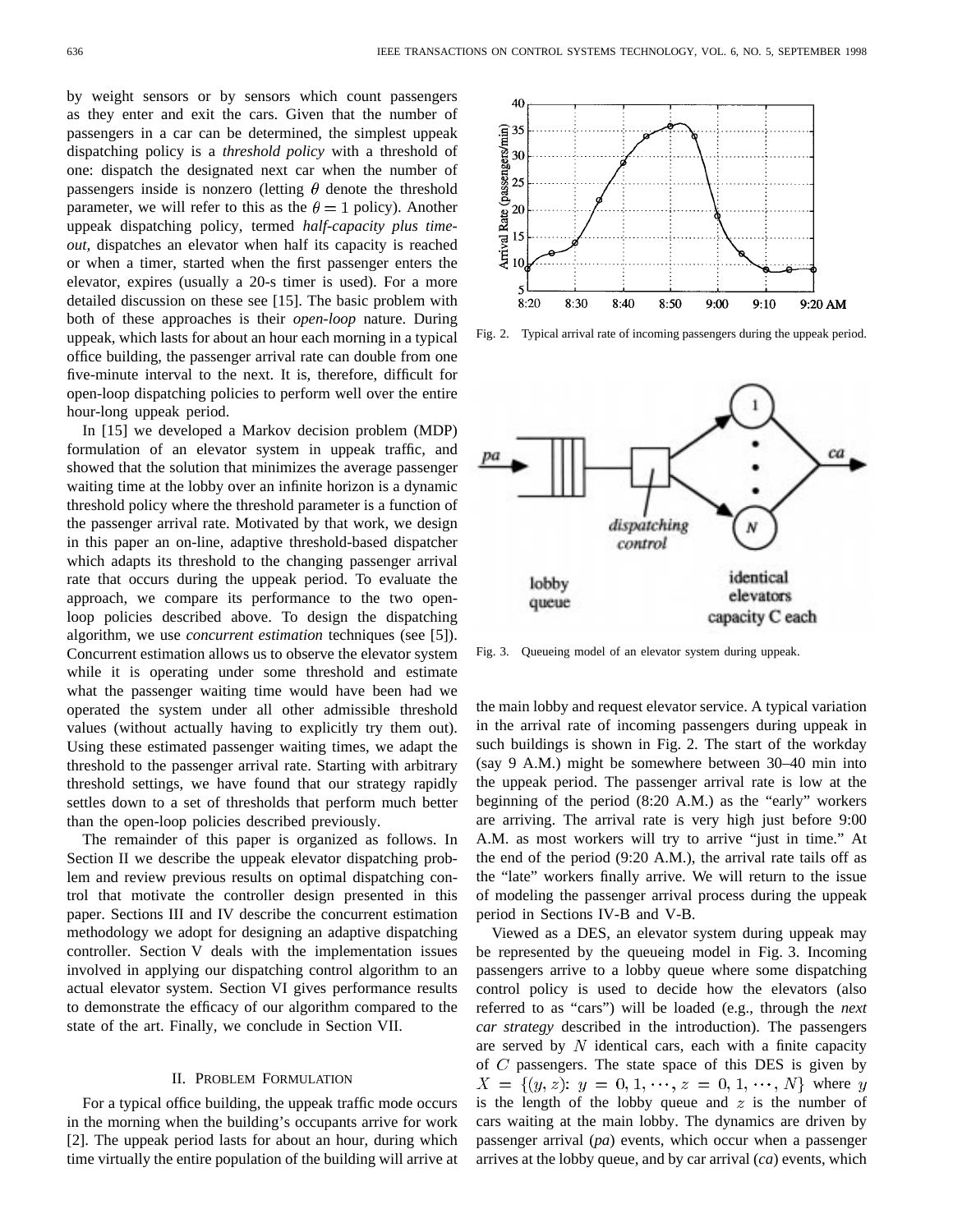by weight sensors or by sensors which count passengers as they enter and exit the cars. Given that the number of passengers in a car can be determined, the simplest uppeak dispatching policy is a *threshold policy* with a threshold of one: dispatch the designated next car when the number of passengers inside is nonzero (letting $\theta$ denote the threshold parameter, we will refer to this as the $\theta = 1$ policy). Another uppeak dispatching policy, termed *half-capacity plus time-out,* dispatches an elevator when half its capacity is reached or when a timer, started when the first passenger enters the elevator, expires (usually a 20-s timer is used). For a more detailed discussion on these see [15]. The basic problem with both of these approaches is their *open-loop* nature. During uppeak, which lasts for about an hour each morning in a typical office building, the passenger arrival rate can double from one five-minute interval to the next. It is, therefore, difficult for open-loop dispatching policies to perform well over the entire hour-long uppeak period.

In [15] we developed a Markov decision problem (MDP) formulation of an elevator system in uppeak traffic, and showed that the solution that minimizes the average passenger waiting time at the lobby over an infinite horizon is a dynamic threshold policy where the threshold parameter is a function of the passenger arrival rate. Motivated by that work, we design in this paper an on-line, adaptive threshold-based dispatcher which adapts its threshold to the changing passenger arrival rate that occurs during the uppeak period. To evaluate the approach, we compare its performance to the two open-loop policies described above. To design the dispatching algorithm, we use *concurrent estimation* techniques (see [5]). Concurrent estimation allows us to observe the elevator system while it is operating under some threshold and estimate what the passenger waiting time would have been had we operated the system under all other admissible threshold values (without actually having to explicitly try them out). Using these estimated passenger waiting times, we adapt the threshold to the passenger arrival rate. Starting with arbitrary threshold settings, we have found that our strategy rapidly settles down to a set of thresholds that perform much better than the open-loop policies described previously.

The remainder of this paper is organized as follows. In Section II we describe the uppeak elevator dispatching problem and review previous results on optimal dispatching control that motivate the controller design presented in this paper. Sections III and IV describe the concurrent estimation methodology we adopt for designing an adaptive dispatching controller. Section V deals with the implementation issues involved in applying our dispatching control algorithm to an actual elevator system. Section VI gives performance results to demonstrate the efficacy of our algorithm compared to the state of the art. Finally, we conclude in Section VII.

## II. Problem Formulation

For a typical office building, the uppeak traffic mode occurs in the morning when the building's occupants arrive for work [2]. The uppeak period lasts for about an hour, during which time virtually the entire population of the building will arrive at the main lobby and request elevator service. A typical variation in the arrival rate of incoming passengers during uppeak in such buildings is shown in Fig. 2. The start of the workday (say 9 A.M.) might be somewhere between 30–40 min into the uppeak period. The passenger arrival rate is low at the beginning of the period (8:20 A.M.) as the "early" workers are arriving. The arrival rate is very high just before 9:00 A.M. as most workers will try to arrive "just in time." At the end of the period (9:20 A.M.), the arrival rate tails off as the "late" workers finally arrive. We will return to the issue of modeling the passenger arrival process during the uppeak period in Sections IV-B and V-B.

Arrival Rate (passengers/min)
40
35
30
25
20
15
10
5
8:20 8:30 8:40 8:50 9:00 9:10 9:20 AM

Fig. 2. Typical arrival rate of incoming passengers during the uppeak period.

pa
dispatching control
1
N
ca
lobby queue
identical elevators capacity C each

Fig. 3. Queueing model of an elevator system during uppeak.

Viewed as a DES, an elevator system during uppeak may be represented by the queueing model in Fig. 3. Incoming passengers arrive to a lobby queue where some dispatching control policy is used to decide how the elevators (also referred to as "cars") will be loaded (e.g., through the *next car strategy* described in the introduction). The passengers are served by $N$ identical cars, each with a finite capacity of $C$ passengers. The state space of this DES is given by $X = \{(y, z)\colon\ y = 0, 1, \cdots, z = 0, 1, \cdots, N\}$ where $y$ is the length of the lobby queue and $z$ is the number of cars waiting at the main lobby. The dynamics are driven by passenger arrival (*pa*) events, which occur when a passenger arrives at the lobby queue, and by car arrival (*ca*) events, which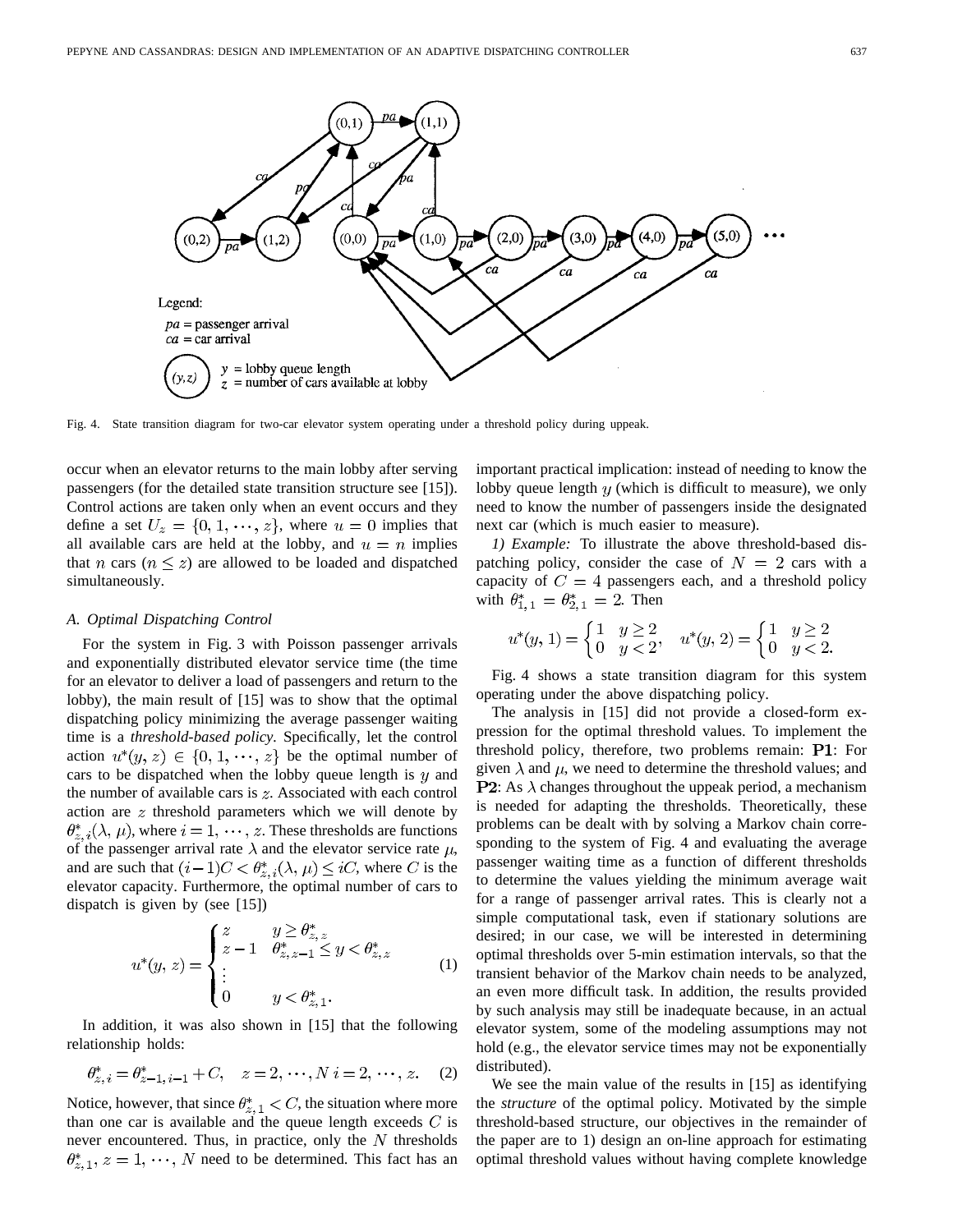Fig. 4. State transition diagram for two-car elevator system operating under a threshold policy during uppeak.

occur when an elevator returns to the main lobby after serving passengers (for the detailed state transition structure see [15]). Control actions are taken only when an event occurs and they define a set $U_z = \{0, 1, \cdots, z\}$, where $u = 0$ implies that all available cars are held at the lobby, and $u = n$ implies that $n$ cars ($n \leq z$) are allowed to be loaded and dispatched simultaneously.

### A. Optimal Dispatching Control

For the system in Fig. 3 with Poisson passenger arrivals and exponentially distributed elevator service time (the time for an elevator to deliver a load of passengers and return to the lobby), the main result of [15] was to show that the optimal dispatching policy minimizing the average passenger waiting time is a *threshold-based policy*. Specifically, let the control action $u^*(y, z) \in \{0, 1, \cdots, z\}$ be the optimal number of cars to be dispatched when the lobby queue length is $y$ and the number of available cars is $z$. Associated with each control action are $z$ threshold parameters which we will denote by $\theta^*_{z,i}(\lambda, \mu)$, where $i = 1, \cdots, z$. These thresholds are functions of the passenger arrival rate $\lambda$ and the elevator service rate $\mu$, and are such that $(i-1)C < \theta^*_{z,i}(\lambda, \mu) \leq iC$, where $C$ is the elevator capacity. Furthermore, the optimal number of cars to dispatch is given by (see [15])

$$u^*(y, z) = \begin{cases} z & y \geq \theta^*_{z,z} \\ z-1 & \theta^*_{z,z-1} \leq y < \theta^*_{z,z} \\ \vdots & \\ 0 & y < \theta^*_{z,1}. \end{cases} \tag{1}$$

In addition, it was also shown in [15] that the following relationship holds:

$$\theta^*_{z,i} = \theta^*_{z-1,i-1} + C, \quad z = 2, \cdots, N \; i = 2, \cdots, z. \tag{2}$$

Notice, however, that since $\theta^*_{z,1} < C$, the situation where more than one car is available and the queue length exceeds $C$ is never encountered. Thus, in practice, only the $N$ thresholds $\theta^*_{z,1}$, $z = 1, \cdots, N$ need to be determined. This fact has an important practical implication: instead of needing to know the lobby queue length $y$ (which is difficult to measure), we only need to know the number of passengers inside the designated next car (which is much easier to measure).

*1) Example:* To illustrate the above threshold-based dispatching policy, consider the case of $N = 2$ cars with a capacity of $C = 4$ passengers each, and a threshold policy with $\theta^*_{1,1} = \theta^*_{2,1} = 2$. Then

$$u^*(y, 1) = \begin{cases} 1 & y \geq 2 \\ 0 & y < 2 \end{cases}, \quad u^*(y, 2) = \begin{cases} 1 & y \geq 2 \\ 0 & y < 2. \end{cases}$$

Fig. 4 shows a state transition diagram for this system operating under the above dispatching policy.

The analysis in [15] did not provide a closed-form expression for the optimal threshold values. To implement the threshold policy, therefore, two problems remain: **P1**: For given $\lambda$ and $\mu$, we need to determine the threshold values; and **P2**: As $\lambda$ changes throughout the uppeak period, a mechanism is needed for adapting the thresholds. Theoretically, these problems can be dealt with by solving a Markov chain corresponding to the system of Fig. 4 and evaluating the average passenger waiting time as a function of different thresholds to determine the values yielding the minimum average wait for a range of passenger arrival rates. This is clearly not a simple computational task, even if stationary solutions are desired; in our case, we will be interested in determining optimal thresholds over 5-min estimation intervals, so that the transient behavior of the Markov chain needs to be analyzed, an even more difficult task. In addition, the results provided by such analysis may still be inadequate because, in an actual elevator system, some of the modeling assumptions may not hold (e.g., the elevator service times may not be exponentially distributed).

We see the main value of the results in [15] as identifying the *structure* of the optimal policy. Motivated by the simple threshold-based structure, our objectives in the remainder of the paper are to 1) design an on-line approach for estimating optimal threshold values without having complete knowledge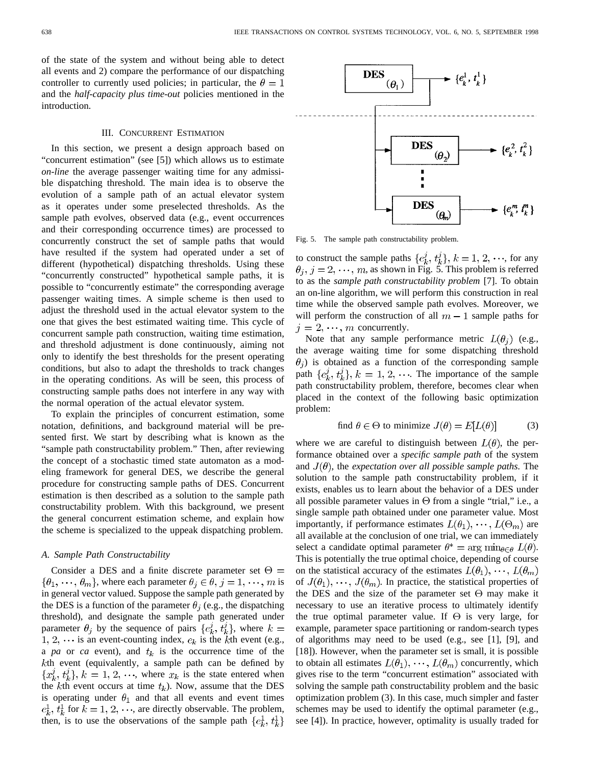of the state of the system and without being able to detect all events and 2) compare the performance of our dispatching controller to currently used policies; in particular, the $\theta = 1$ and the *half-capacity plus time-out* policies mentioned in the introduction.

## III. Concurrent Estimation

In this section, we present a design approach based on "concurrent estimation" (see [5]) which allows us to estimate *on-line* the average passenger waiting time for any admissible dispatching threshold. The main idea is to observe the evolution of a sample path of an actual elevator system as it operates under some preselected thresholds. As the sample path evolves, observed data (e.g., event occurrences and their corresponding occurrence times) are processed to concurrently construct the set of sample paths that would have resulted if the system had operated under a set of different (hypothetical) dispatching thresholds. Using these "concurrently constructed" hypothetical sample paths, it is possible to "concurrently estimate" the corresponding average passenger waiting times. A simple scheme is then used to adjust the threshold used in the actual elevator system to the one that gives the best estimated waiting time. This cycle of concurrent sample path construction, waiting time estimation, and threshold adjustment is done continuously, aiming not only to identify the best thresholds for the present operating conditions, but also to adapt the thresholds to track changes in the operating conditions. As will be seen, this process of constructing sample paths does not interfere in any way with the normal operation of the actual elevator system.

To explain the principles of concurrent estimation, some notation, definitions, and background material will be presented first. We start by describing what is known as the "sample path constructability problem." Then, after reviewing the concept of a stochastic timed state automaton as a modeling framework for general DES, we describe the general procedure for constructing sample paths of DES. Concurrent estimation is then described as a solution to the sample path constructability problem. With this background, we present the general concurrent estimation scheme, and explain how the scheme is specialized to the uppeak dispatching problem.

### A. Sample Path Constructability

Consider a DES and a finite discrete parameter set $\Theta = \{\theta_1, \cdots, \theta_m\}$, where each parameter $\theta_j \in \theta$, $j = 1, \cdots, m$ is in general vector valued. Suppose the sample path generated by the DES is a function of the parameter $\theta_j$ (e.g., the dispatching threshold), and designate the sample path generated under parameter $\theta_j$ by the sequence of pairs $\{e_k^j, t_k^j\}$, where $k = 1, 2, \cdots$ is an event-counting index, $e_k$ is the $k$th event (e.g., a *pa* or *ca* event), and $t_k$ is the occurrence time of the $k$th event (equivalently, a sample path can be defined by $\{x_k^j, t_k^j\}$, $k = 1, 2, \cdots$, where $x_k$ is the state entered when the $k$th event occurs at time $t_k$). Now, assume that the DES is operating under $\theta_1$ and that all events and event times $e_k^1, t_k^1$ for $k = 1, 2, \cdots$, are directly observable. The problem, then, is to use the observations of the sample path $\{e_k^1, t_k^1\}$ to construct the sample paths $\{e_k^j, t_k^j\}$, $k = 1, 2, \cdots$, for any $\theta_j$, $j = 2, \cdots, m$, as shown in Fig. 5. This problem is referred to as the *sample path constructability problem* [7]. To obtain an on-line algorithm, we will perform this construction in real time while the observed sample path evolves. Moreover, we will perform the construction of all $m - 1$ sample paths for $j = 2, \cdots, m$ concurrently.

DES ($\theta_1$) → $\{e_k^1, t_k^1\}$

DES ($\theta_2$) → $\{e_k^2, t_k^2\}$

DES ($\theta_m$) → $\{e_k^m, t_k^m\}$

Fig. 5. The sample path constructability problem.

Note that any sample performance metric $L(\theta_j)$ (e.g., the average waiting time for some dispatching threshold $\theta_j$) is obtained as a function of the corresponding sample path $\{e_k^j, t_k^j\}$, $k = 1, 2, \cdots$. The importance of the sample path constructability problem, therefore, becomes clear when placed in the context of the following basic optimization problem:

$$\text{find } \theta \in \Theta \text{ to minimize } J(\theta) = E[L(\theta)] \tag{3}$$

where we are careful to distinguish between $L(\theta)$, the performance obtained over a *specific sample path* of the system and $J(\theta)$, the *expectation over all possible sample paths.* The solution to the sample path constructability problem, if it exists, enables us to learn about the behavior of a DES under all possible parameter values in $\Theta$ from a single "trial," i.e., a single sample path obtained under one parameter value. Most importantly, if performance estimates $L(\theta_1), \cdots, L(\Theta_m)$ are all available at the conclusion of one trial, we can immediately select a candidate optimal parameter $\theta^* = \arg\min_{\theta \in \theta} L(\theta)$. This is potentially the true optimal choice, depending of course on the statistical accuracy of the estimates $L(\theta_1), \cdots, L(\theta_m)$ of $J(\theta_1), \cdots, J(\theta_m)$. In practice, the statistical properties of the DES and the size of the parameter set $\Theta$ may make it necessary to use an iterative process to ultimately identify the true optimal parameter value. If $\Theta$ is very large, for example, parameter space partitioning or random-search types of algorithms may need to be used (e.g., see [1], [9], and [18]). However, when the parameter set is small, it is possible to obtain all estimates $L(\theta_1), \cdots, L(\theta_m)$ concurrently, which gives rise to the term "concurrent estimation" associated with solving the sample path constructability problem and the basic optimization problem (3). In this case, much simpler and faster schemes may be used to identify the optimal parameter (e.g., see [4]). In practice, however, optimality is usually traded for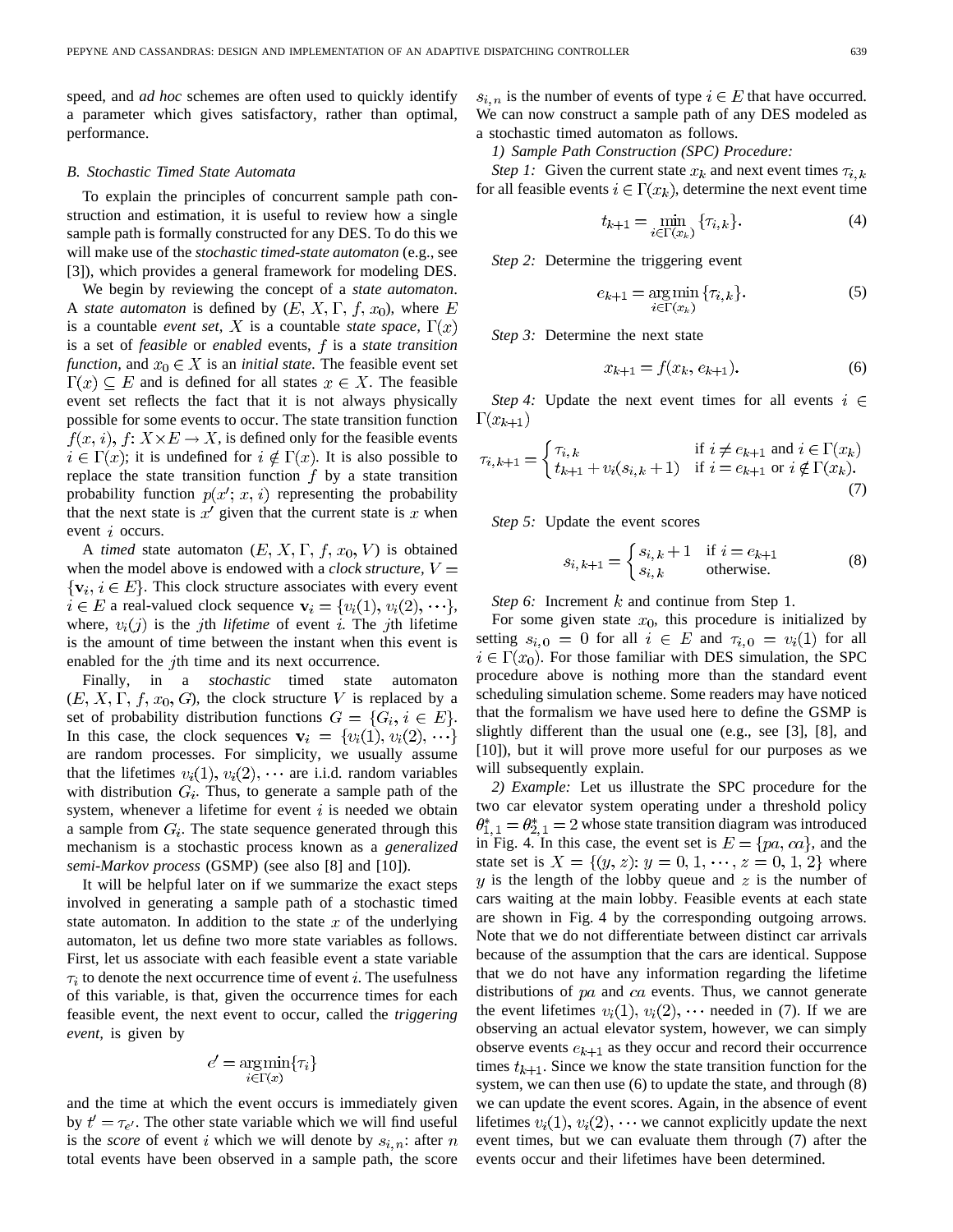speed, and *ad hoc* schemes are often used to quickly identify a parameter which gives satisfactory, rather than optimal, performance.

### B. Stochastic Timed State Automata

To explain the principles of concurrent sample path construction and estimation, it is useful to review how a single sample path is formally constructed for any DES. To do this we will make use of the *stochastic timed-state automaton* (e.g., see [3]), which provides a general framework for modeling DES.

We begin by reviewing the concept of a *state automaton*. A *state automaton* is defined by $(E, X, \Gamma, f, x_0)$, where $E$ is a countable *event set*, $X$ is a countable *state space*, $\Gamma(x)$ is a set of *feasible* or *enabled* events, $f$ is a *state transition function*, and $x_0 \in X$ is an *initial state*. The feasible event set $\Gamma(x) \subseteq E$ and is defined for all states $x \in X$. The feasible event set reflects the fact that it is not always physically possible for some events to occur. The state transition function $f(x, i)$, $f\colon X \times E \rightarrow X$, is defined only for the feasible events $i \in \Gamma(x)$; it is undefined for $i \notin \Gamma(x)$. It is also possible to replace the state transition function $f$ by a state transition probability function $p(x'; x, i)$ representing the probability that the next state is $x'$ given that the current state is $x$ when event $i$ occurs.

A *timed* state automaton $(E, X, \Gamma, f, x_0, V)$ is obtained when the model above is endowed with a *clock structure*, $V = \{\mathbf{v}_i, i \in E\}$. This clock structure associates with every event $i \in E$ a real-valued clock sequence $\mathbf{v}_i = \{v_i(1), v_i(2), \cdots\}$, where, $v_i(j)$ is the $j$th *lifetime* of event $i$. The $j$th lifetime is the amount of time between the instant when this event is enabled for the $j$th time and its next occurrence.

Finally, in a *stochastic* timed state automaton $(E, X, \Gamma, f, x_0, G)$, the clock structure $V$ is replaced by a set of probability distribution functions $G = \{G_i, i \in E\}$. In this case, the clock sequences $\mathbf{v}_i = \{v_i(1), v_i(2), \cdots\}$ are random processes. For simplicity, we usually assume that the lifetimes $v_i(1), v_i(2), \cdots$ are i.i.d. random variables with distribution $G_i$. Thus, to generate a sample path of the system, whenever a lifetime for event $i$ is needed we obtain a sample from $G_i$. The state sequence generated through this mechanism is a stochastic process known as a *generalized semi-Markov process* (GSMP) (see also [8] and [10]).

It will be helpful later on if we summarize the exact steps involved in generating a sample path of a stochastic timed state automaton. In addition to the state $x$ of the underlying automaton, let us define two more state variables as follows. First, let us associate with each feasible event a state variable $\tau_i$ to denote the next occurrence time of event $i$. The usefulness of this variable, is that, given the occurrence times for each feasible event, the next event to occur, called the *triggering event*, is given by

$$e' = \operatorname*{arg\,min}_{i \in \Gamma(x)} \{\tau_i\}$$

and the time at which the event occurs is immediately given by $t' = \tau_{e'}$. The other state variable which we will find useful is the *score* of event $i$ which we will denote by $s_{i,n}$: after $n$ total events have been observed in a sample path, the score $s_{i,n}$ is the number of events of type $i \in E$ that have occurred. We can now construct a sample path of any DES modeled as a stochastic timed automaton as follows.

*1) Sample Path Construction (SPC) Procedure:*

*Step 1:* Given the current state $x_k$ and next event times $\tau_{i,k}$ for all feasible events $i \in \Gamma(x_k)$, determine the next event time

$$t_{k+1} = \min_{i \in \Gamma(x_k)} \{\tau_{i,k}\}. \tag{4}$$

*Step 2:* Determine the triggering event

$$e_{k+1} = \operatorname*{arg\,min}_{i \in \Gamma(x_k)} \{\tau_{i,k}\}. \tag{5}$$

*Step 3:* Determine the next state

$$x_{k+1} = f(x_k, e_{k+1}). \tag{6}$$

*Step 4:* Update the next event times for all events $i \in \Gamma(x_{k+1})$

$$\tau_{i,k+1} = \begin{cases} \tau_{i,k} & \text{if } i \neq e_{k+1} \text{ and } i \in \Gamma(x_k) \\ t_{k+1} + v_i(s_{i,k} + 1) & \text{if } i = e_{k+1} \text{ or } i \notin \Gamma(x_k). \end{cases} \tag{7}$$

*Step 5:* Update the event scores

$$s_{i,k+1} = \begin{cases} s_{i,k} + 1 & \text{if } i = e_{k+1} \\ s_{i,k} & \text{otherwise.} \end{cases} \tag{8}$$

*Step 6:* Increment $k$ and continue from Step 1.

For some given state $x_0$, this procedure is initialized by setting $s_{i,0} = 0$ for all $i \in E$ and $\tau_{i,0} = v_i(1)$ for all $i \in \Gamma(x_0)$. For those familiar with DES simulation, the SPC procedure above is nothing more than the standard event scheduling simulation scheme. Some readers may have noticed that the formalism we have used here to define the GSMP is slightly different than the usual one (e.g., see [3], [8], and [10]), but it will prove more useful for our purposes as we will subsequently explain.

*2) Example:* Let us illustrate the SPC procedure for the two car elevator system operating under a threshold policy $\theta^*_{1,1} = \theta^*_{2,1} = 2$ whose state transition diagram was introduced in Fig. 4. In this case, the event set is $E = \{pa, ca\}$, and the state set is $X = \{(y, z)\colon y = 0, 1, \cdots, z = 0, 1, 2\}$ where $y$ is the length of the lobby queue and $z$ is the number of cars waiting at the main lobby. Feasible events at each state are shown in Fig. 4 by the corresponding outgoing arrows. Note that we do not differentiate between distinct car arrivals because of the assumption that the cars are identical. Suppose that we do not have any information regarding the lifetime distributions of $pa$ and $ca$ events. Thus, we cannot generate the event lifetimes $v_i(1), v_i(2), \cdots$ needed in (7). If we are observing an actual elevator system, however, we can simply observe events $e_{k+1}$ as they occur and record their occurrence times $t_{k+1}$. Since we know the state transition function for the system, we can then use (6) to update the state, and through (8) we can update the event scores. Again, in the absence of event lifetimes $v_i(1), v_i(2), \cdots$ we cannot explicitly update the next event times, but we can evaluate them through (7) after the events occur and their lifetimes have been determined.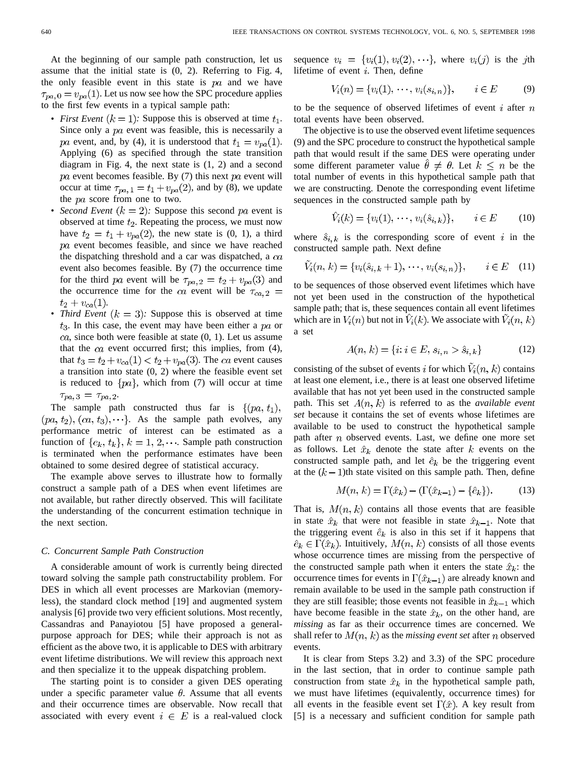At the beginning of our sample path construction, let us assume that the initial state is (0, 2). Referring to Fig. 4, the only feasible event in this state is $pa$ and we have $\tau_{pa,0} = v_{pa}(1)$. Let us now see how the SPC procedure applies to the first few events in a typical sample path:

- *First Event* ($k = 1$)*:* Suppose this is observed at time $t_1$. Since only a $pa$ event was feasible, this is necessarily a $pa$ event, and, by (4), it is understood that $t_1 = v_{pa}(1)$. Applying (6) as specified through the state transition diagram in Fig. 4, the next state is (1, 2) and a second $pa$ event becomes feasible. By (7) this next $pa$ event will occur at time $\tau_{pa,1} = t_1 + v_{pa}(2)$, and by (8), we update the $pa$ score from one to two.
- *Second Event* ($k = 2$)*:* Suppose this second $pa$ event is observed at time $t_2$. Repeating the process, we must now have $t_2 = t_1 + v_{pa}(2)$, the new state is (0, 1), a third $pa$ event becomes feasible, and since we have reached the dispatching threshold and a car was dispatched, a $ca$ event also becomes feasible. By (7) the occurrence time for the third $pa$ event will be $\tau_{pa,2} = t_2 + v_{pa}(3)$ and the occurrence time for the $ca$ event will be $\tau_{ca,2} = t_2 + v_{ca}(1)$.
- *Third Event* ($k = 3$)*:* Suppose this is observed at time $t_3$. In this case, the event may have been either a $pa$ or $ca$, since both were feasible at state (0, 1). Let us assume that the $ca$ event occurred first; this implies, from (4), that $t_3 = t_2 + v_{ca}(1) < t_2 + v_{pa}(3)$. The $ca$ event causes a transition into state (0, 2) where the feasible event set is reduced to $\{pa\}$, which from (7) will occur at time $\tau_{pa,3} = \tau_{pa,2}$.

The sample path constructed thus far is $\{(pa, t_1), (pa, t_2), (ca, t_3), \cdots\}$. As the sample path evolves, any performance metric of interest can be estimated as a function of $\{e_k, t_k\}$, $k = 1, 2, \cdots$. Sample path construction is terminated when the performance estimates have been obtained to some desired degree of statistical accuracy.

The example above serves to illustrate how to formally construct a sample path of a DES when event lifetimes are not available, but rather directly observed. This will facilitate the understanding of the concurrent estimation technique in the next section.

### C. Concurrent Sample Path Construction

A considerable amount of work is currently being directed toward solving the sample path constructability problem. For DES in which all event processes are Markovian (memoryless), the standard clock method [19] and augmented system analysis [6] provide two very efficient solutions. Most recently, Cassandras and Panayiotou [5] have proposed a general-purpose approach for DES; while their approach is not as efficient as the above two, it is applicable to DES with arbitrary event lifetime distributions. We will review this approach next and then specialize it to the uppeak dispatching problem.

The starting point is to consider a given DES operating under a specific parameter value $\theta$. Assume that all events and their occurrence times are observable. Now recall that associated with every event $i \in E$ is a real-valued clock sequence $v_i = \{v_i(1), v_i(2), \cdots\}$, where $v_i(j)$ is the $j$th lifetime of event $i$. Then, define

$$V_i(n) = \{v_i(1), \cdots, v_i(s_{i,n})\}, \qquad i \in E \tag{9}$$

to be the sequence of observed lifetimes of event $i$ after $n$ total events have been observed.

The objective is to use the observed event lifetime sequences (9) and the SPC procedure to construct the hypothetical sample path that would result if the same DES were operating under some different parameter value $\hat{\theta} \neq \theta$. Let $k \leq n$ be the total number of events in this hypothetical sample path that we are constructing. Denote the corresponding event lifetime sequences in the constructed sample path by

$$\hat{V}_i(k) = \{v_i(1), \cdots, v_i(\hat{s}_{i,k})\}, \qquad i \in E \tag{10}$$

where $\hat{s}_{i,k}$ is the corresponding score of event $i$ in the constructed sample path. Next define

$$\tilde{V}_i(n, k) = \{v_i(\hat{s}_{i,k} + 1), \cdots, v_i(s_{i,n})\}, \qquad i \in E \tag{11}$$

to be sequences of those observed event lifetimes which have not yet been used in the construction of the hypothetical sample path; that is, these sequences contain all event lifetimes which are in $V_i(n)$ but not in $\hat{V}_i(k)$. We associate with $\tilde{V}_i(n, k)$ a set

$$A(n, k) = \{i: i \in E, s_{i,n} > \hat{s}_{i,k}\} \tag{12}$$

consisting of the subset of events $i$ for which $\tilde{V}_i(n, k)$ contains at least one element, i.e., there is at least one observed lifetime available that has not yet been used in the constructed sample path. This set $A(n, k)$ is referred to as the *available event set* because it contains the set of events whose lifetimes are available to be used to construct the hypothetical sample path after $n$ observed events. Last, we define one more set as follows. Let $\hat{x}_k$ denote the state after $k$ events on the constructed sample path, and let $\hat{e}_k$ be the triggering event at the $(k-1)$th state visited on this sample path. Then, define

$$M(n, k) = \Gamma(\hat{x}_k) - (\Gamma(\hat{x}_{k-1}) - \{\hat{e}_k\}). \tag{13}$$

That is, $M(n, k)$ contains all those events that are feasible in state $\hat{x}_k$ that were not feasible in state $\hat{x}_{k-1}$. Note that the triggering event $\hat{e}_k$ is also in this set if it happens that $\hat{e}_k \in \Gamma(\hat{x}_k)$. Intuitively, $M(n, k)$ consists of all those events whose occurrence times are missing from the perspective of the constructed sample path when it enters the state $\hat{x}_k$: the occurrence times for events in $\Gamma(\hat{x}_{k-1})$ are already known and remain available to be used in the sample path construction if they are still feasible; those events not feasible in $\hat{x}_{k-1}$ which have become feasible in the state $\hat{x}_k$, on the other hand, are *missing* as far as their occurrence times are concerned. We shall refer to $M(n, k)$ as the *missing event set* after $n$ observed events.

It is clear from Steps 3.2) and 3.3) of the SPC procedure in the last section, that in order to continue sample path construction from state $\hat{x}_k$ in the hypothetical sample path, we must have lifetimes (equivalently, occurrence times) for all events in the feasible event set $\Gamma(\hat{x})$. A key result from [5] is a necessary and sufficient condition for sample path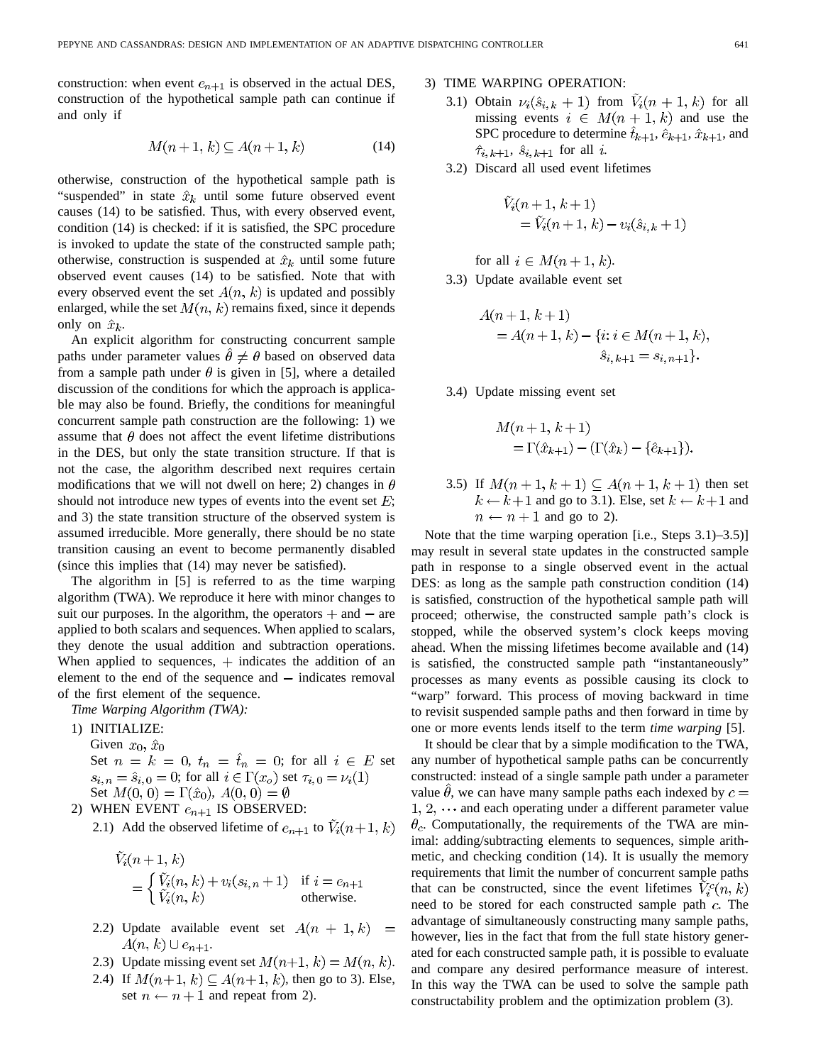construction: when event $e_{n+1}$ is observed in the actual DES, construction of the hypothetical sample path can continue if and only if

$$M(n+1, k) \subseteq A(n+1, k) \tag{14}$$

otherwise, construction of the hypothetical sample path is "suspended" in state $\hat{x}_k$ until some future observed event causes (14) to be satisfied. Thus, with every observed event, condition (14) is checked: if it is satisfied, the SPC procedure is invoked to update the state of the constructed sample path; otherwise, construction is suspended at $\hat{x}_k$ until some future observed event causes (14) to be satisfied. Note that with every observed event the set $A(n, k)$ is updated and possibly enlarged, while the set $M(n, k)$ remains fixed, since it depends only on $\hat{x}_k$.

An explicit algorithm for constructing concurrent sample paths under parameter values $\hat{\theta} \neq \theta$ based on observed data from a sample path under $\theta$ is given in [5], where a detailed discussion of the conditions for which the approach is applicable may also be found. Briefly, the conditions for meaningful concurrent sample path construction are the following: 1) we assume that $\theta$ does not affect the event lifetime distributions in the DES, but only the state transition structure. If that is not the case, the algorithm described next requires certain modifications that we will not dwell on here; 2) changes in $\theta$ should not introduce new types of events into the event set $E$; and 3) the state transition structure of the observed system is assumed irreducible. More generally, there should be no state transition causing an event to become permanently disabled (since this implies that (14) may never be satisfied).

The algorithm in [5] is referred to as the time warping algorithm (TWA). We reproduce it here with minor changes to suit our purposes. In the algorithm, the operators $+$ and $-$ are applied to both scalars and sequences. When applied to scalars, they denote the usual addition and subtraction operations. When applied to sequences, $+$ indicates the addition of an element to the end of the sequence and $-$ indicates removal of the first element of the sequence.

*Time Warping Algorithm (TWA):*

1) INITIALIZE:
   Given $x_0, \hat{x}_0$
   Set $n = k = 0$, $t_n = \hat{t}_n = 0$; for all $i \in E$ set $s_{i,n} = \hat{s}_{i,0} = 0$; for all $i \in \Gamma(x_o)$ set $\tau_{i,0} = \nu_i(1)$
   Set $M(0, 0) = \Gamma(\hat{x}_0)$, $A(0, 0) = \emptyset$
2) WHEN EVENT $e_{n+1}$ IS OBSERVED:
   2.1) Add the observed lifetime of $e_{n+1}$ to $\tilde{V}_i(n+1, k)$

   $$\tilde{V}_i(n+1, k) = \begin{cases} \tilde{V}_i(n, k) + v_i(s_{i,n}+1) & \text{if } i = e_{n+1} \\ \tilde{V}_i(n, k) & \text{otherwise.} \end{cases}$$

   2.2) Update available event set $A(n+1, k) = A(n, k) \cup e_{n+1}$.
   2.3) Update missing event set $M(n+1, k) = M(n, k)$.
   2.4) If $M(n+1, k) \subseteq A(n+1, k)$, then go to 3). Else, set $n \leftarrow n+1$ and repeat from 2).
3) TIME WARPING OPERATION:
   3.1) Obtain $\nu_i(\hat{s}_{i,k}+1)$ from $\tilde{V}_i(n+1, k)$ for all missing events $i \in M(n+1, k)$ and use the SPC procedure to determine $\hat{t}_{k+1}$, $\hat{e}_{k+1}$, $\hat{x}_{k+1}$, and $\hat{\tau}_{i,k+1}$, $\hat{s}_{i,k+1}$ for all $i$.
   3.2) Discard all used event lifetimes

   $$\tilde{V}_i(n+1, k+1) = \tilde{V}_i(n+1, k) - v_i(\hat{s}_{i,k}+1)$$

   for all $i \in M(n+1, k)$.
   3.3) Update available event set

   $$A(n+1, k+1) = A(n+1, k) - \{i: i \in M(n+1, k), \hat{s}_{i,k+1} = s_{i,n+1}\}.$$

   3.4) Update missing event set

   $$M(n+1, k+1) = \Gamma(\hat{x}_{k+1}) - (\Gamma(\hat{x}_k) - \{\hat{e}_{k+1}\}).$$

   3.5) If $M(n+1, k+1) \subseteq A(n+1, k+1)$ then set $k \leftarrow k+1$ and go to 3.1). Else, set $k \leftarrow k+1$ and $n \leftarrow n+1$ and go to 2).

Note that the time warping operation [i.e., Steps 3.1)–3.5)] may result in several state updates in the constructed sample path in response to a single observed event in the actual DES: as long as the sample path construction condition (14) is satisfied, construction of the hypothetical sample path will proceed; otherwise, the constructed sample path's clock is stopped, while the observed system's clock keeps moving ahead. When the missing lifetimes become available and (14) is satisfied, the constructed sample path "instantaneously" processes as many events as possible causing its clock to "warp" forward. This process of moving backward in time to revisit suspended sample paths and then forward in time by one or more events lends itself to the term *time warping* [5].

It should be clear that by a simple modification to the TWA, any number of hypothetical sample paths can be concurrently constructed: instead of a single sample path under a parameter value $\hat{\theta}$, we can have many sample paths each indexed by $c = 1, 2, \cdots$ and each operating under a different parameter value $\theta_c$. Computationally, the requirements of the TWA are minimal: adding/subtracting elements to sequences, simple arithmetic, and checking condition (14). It is usually the memory requirements that limit the number of concurrent sample paths that can be constructed, since the event lifetimes $\tilde{V}_i^c(n, k)$ need to be stored for each constructed sample path $c$. The advantage of simultaneously constructing many sample paths, however, lies in the fact that from the full state history generated for each constructed sample path, it is possible to evaluate and compare any desired performance measure of interest. In this way the TWA can be used to solve the sample path constructability problem and the optimization problem (3).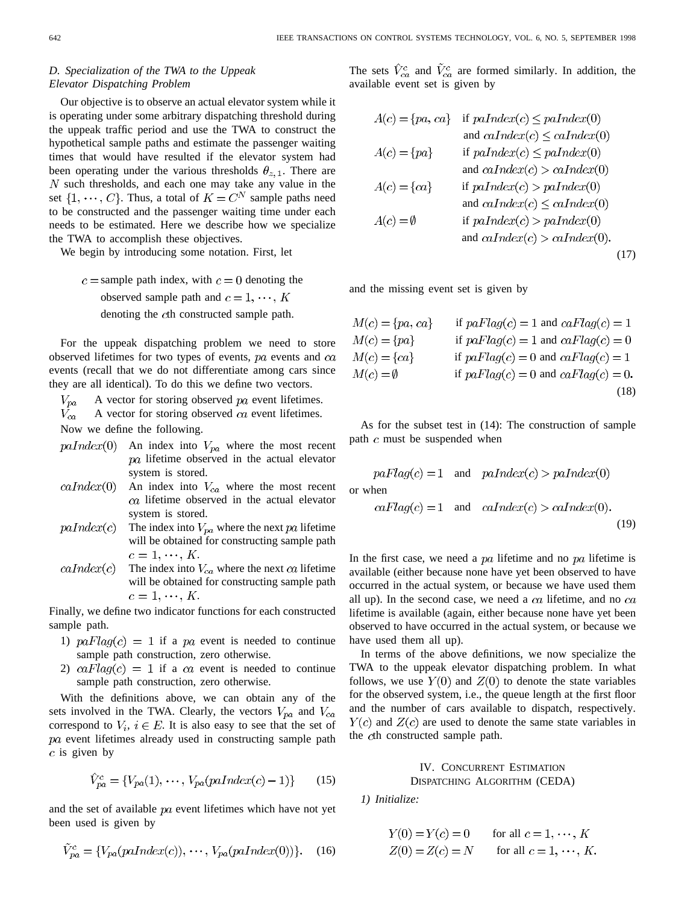### D. Specialization of the TWA to the Uppeak Elevator Dispatching Problem

Our objective is to observe an actual elevator system while it is operating under some arbitrary dispatching threshold during the uppeak traffic period and use the TWA to construct the hypothetical sample paths and estimate the passenger waiting times that would have resulted if the elevator system had been operating under the various thresholds $\theta_{z,1}$. There are $N$ such thresholds, and each one may take any value in the set $\{1, \cdots, C\}$. Thus, a total of $K = C^N$ sample paths need to be constructed and the passenger waiting time under each needs to be estimated. Here we describe how we specialize the TWA to accomplish these objectives.

We begin by introducing some notation. First, let

$c =$ sample path index, with $c = 0$ denoting the observed sample path and $c = 1, \cdots, K$ denoting the $c$th constructed sample path.

For the uppeak dispatching problem we need to store observed lifetimes for two types of events, $pa$ events and $ca$ events (recall that we do not differentiate among cars since they are all identical). To do this we define two vectors.

- $V_{pa}$ A vector for storing observed $pa$ event lifetimes.
- $V_{ca}$ A vector for storing observed $ca$ event lifetimes.

Now we define the following.

- $paIndex(0)$ An index into $V_{pa}$ where the most recent $pa$ lifetime observed in the actual elevator system is stored.
- $caIndex(0)$ An index into $V_{ca}$ where the most recent $ca$ lifetime observed in the actual elevator system is stored.
- $paIndex(c)$ The index into $V_{pa}$ where the next $pa$ lifetime will be obtained for constructing sample path $c = 1, \cdots, K$.
- $caIndex(c)$ The index into $V_{ca}$ where the next $ca$ lifetime will be obtained for constructing sample path $c = 1, \cdots, K$.

Finally, we define two indicator functions for each constructed sample path.

1) $paFlag(c) = 1$ if a $pa$ event is needed to continue sample path construction, zero otherwise.
2) $caFlag(c) = 1$ if a $ca$ event is needed to continue sample path construction, zero otherwise.

With the definitions above, we can obtain any of the sets involved in the TWA. Clearly, the vectors $V_{pa}$ and $V_{ca}$ correspond to $V_i$, $i \in E$. It is also easy to see that the set of $pa$ event lifetimes already used in constructing sample path $c$ is given by

$$\hat{V}_{pa}^c = \{V_{pa}(1), \cdots, V_{pa}(paIndex(c) - 1)\} \tag{15}$$

and the set of available $pa$ event lifetimes which have not yet been used is given by

$$\tilde{V}_{pa}^c = \{V_{pa}(paIndex(c)), \cdots, V_{pa}(paIndex(0))\}. \tag{16}$$

The sets $\hat{V}_{ca}^c$ and $\tilde{V}_{ca}^c$ are formed similarly. In addition, the available event set is given by

$$
\begin{aligned}
A(c) &= \{pa, ca\} && \text{if } paIndex(c) \le paIndex(0) \text{ and } caIndex(c) \le caIndex(0)\\
A(c) &= \{pa\} && \text{if } paIndex(c) \le paIndex(0) \text{ and } caIndex(c) > caIndex(0)\\
A(c) &= \{ca\} && \text{if } paIndex(c) > paIndex(0) \text{ and } caIndex(c) \le caIndex(0)\\
A(c) &= \emptyset && \text{if } paIndex(c) > paIndex(0) \text{ and } caIndex(c) > caIndex(0).
\end{aligned} \tag{17}
$$

and the missing event set is given by

$$
\begin{aligned}
M(c) &= \{pa, ca\} && \text{if } paFlag(c) = 1 \text{ and } caFlag(c) = 1\\
M(c) &= \{pa\} && \text{if } paFlag(c) = 1 \text{ and } caFlag(c) = 0\\
M(c) &= \{ca\} && \text{if } paFlag(c) = 0 \text{ and } caFlag(c) = 1\\
M(c) &= \emptyset && \text{if } paFlag(c) = 0 \text{ and } caFlag(c) = 0.
\end{aligned} \tag{18}
$$

As for the subset test in (14): The construction of sample path $c$ must be suspended when

$$paFlag(c) = 1 \quad \text{and} \quad paIndex(c) > paIndex(0)$$

or when

$$caFlag(c) = 1 \quad \text{and} \quad caIndex(c) > caIndex(0). \tag{19}$$

In the first case, we need a $pa$ lifetime and no $pa$ lifetime is available (either because none have yet been observed to have occurred in the actual system, or because we have used them all up). In the second case, we need a $ca$ lifetime, and no $ca$ lifetime is available (again, either because none have yet been observed to have occurred in the actual system, or because we have used them all up).

In terms of the above definitions, we now specialize the TWA to the uppeak elevator dispatching problem. In what follows, we use $Y(0)$ and $Z(0)$ to denote the state variables for the observed system, i.e., the queue length at the first floor and the number of cars available to dispatch, respectively. $Y(c)$ and $Z(c)$ are used to denote the same state variables in the $c$th constructed sample path.

## IV. Concurrent Estimation Dispatching Algorithm (CEDA)

*1) Initialize:*

$$
\begin{aligned}
Y(0) &= Y(c) = 0 && \text{for all } c = 1, \cdots, K\\
Z(0) &= Z(c) = N && \text{for all } c = 1, \cdots, K.
\end{aligned}
$$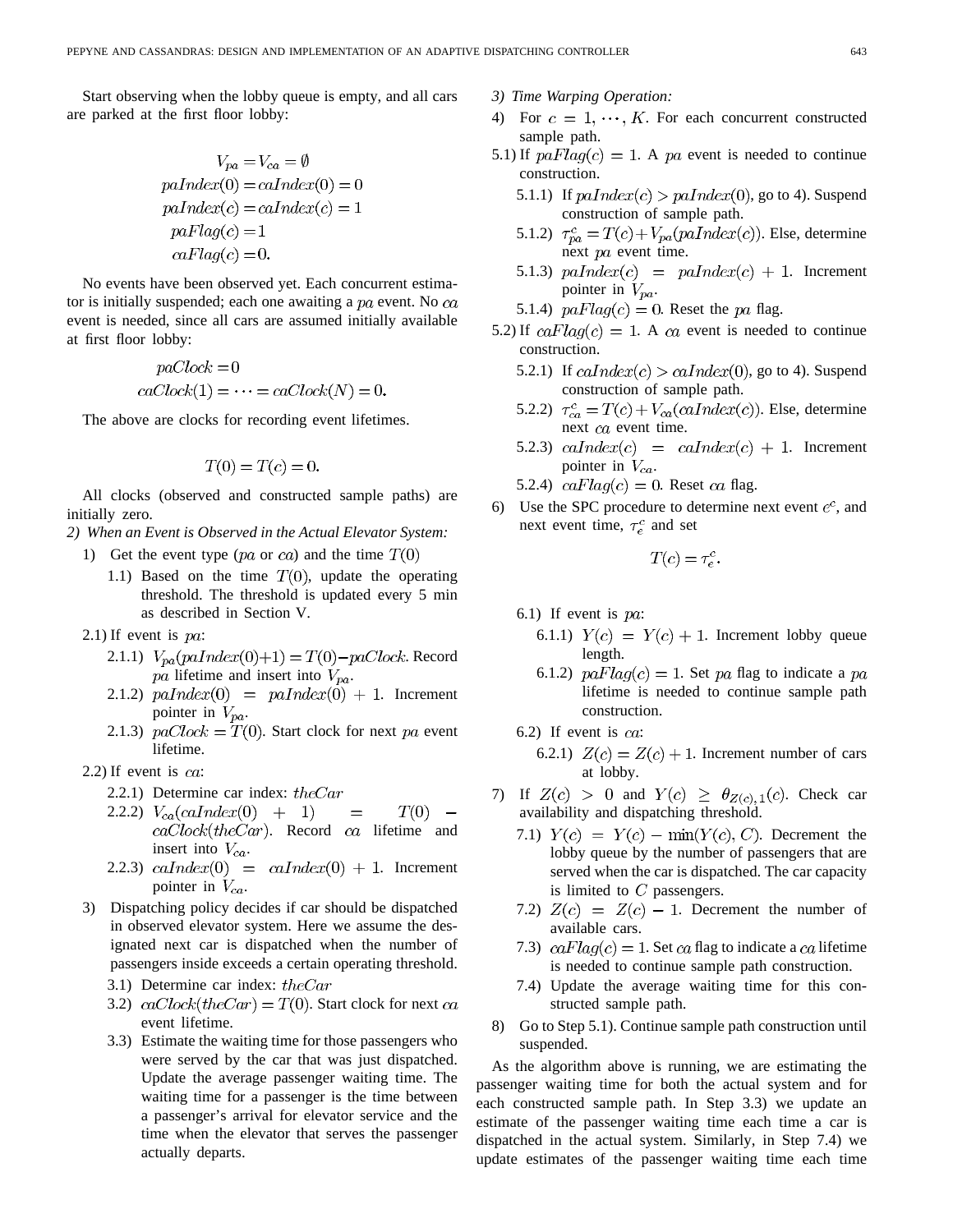Start observing when the lobby queue is empty, and all cars are parked at the first floor lobby:

$$
\begin{aligned}
&V_{pa} = V_{ca} = \emptyset \\
&paIndex(0) = caIndex(0) = 0 \\
&paIndex(c) = caIndex(c) = 1 \\
&paFlag(c) = 1 \\
&caFlag(c) = 0.
\end{aligned}
$$

No events have been observed yet. Each concurrent estimator is initially suspended; each one awaiting a $pa$ event. No $ca$ event is needed, since all cars are assumed initially available at first floor lobby:

$$
\begin{aligned}
&paClock = 0 \\
&caClock(1) = \cdots = caClock(N) = 0.
\end{aligned}
$$

The above are clocks for recording event lifetimes.

$$
T(0) = T(c) = 0.
$$

All clocks (observed and constructed sample paths) are initially zero.

*2) When an Event is Observed in the Actual Elevator System:*

1) Get the event type ($pa$ or $ca$) and the time $T(0)$
   - 1.1) Based on the time $T(0)$, update the operating threshold. The threshold is updated every 5 min as described in Section V.

2.1) If event is $pa$:
   - 2.1.1) $V_{pa}(paIndex(0)+1) = T(0) - paClock$. Record $pa$ lifetime and insert into $V_{pa}$.
   - 2.1.2) $paIndex(0) = paIndex(0) + 1$. Increment pointer in $V_{pa}$.
   - 2.1.3) $paClock = T(0)$. Start clock for next $pa$ event lifetime.

2.2) If event is $ca$:
   - 2.2.1) Determine car index: $theCar$
   - 2.2.2) $V_{ca}(caIndex(0) + 1) = T(0) - caClock(theCar)$. Record $ca$ lifetime and insert into $V_{ca}$.
   - 2.2.3) $caIndex(0) = caIndex(0) + 1$. Increment pointer in $V_{ca}$.

3) Dispatching policy decides if car should be dispatched in observed elevator system. Here we assume the designated next car is dispatched when the number of passengers inside exceeds a certain operating threshold.
   - 3.1) Determine car index: $theCar$
   - 3.2) $caClock(theCar) = T(0)$. Start clock for next $ca$ event lifetime.
   - 3.3) Estimate the waiting time for those passengers who were served by the car that was just dispatched. Update the average passenger waiting time. The waiting time for a passenger is the time between a passenger's arrival for elevator service and the time when the elevator that serves the passenger actually departs.

*3) Time Warping Operation:*

4) For $c = 1, \cdots, K$. For each concurrent constructed sample path.

5.1) If $paFlag(c) = 1$. A $pa$ event is needed to continue construction.
   - 5.1.1) If $paIndex(c) > paIndex(0)$, go to 4). Suspend construction of sample path.
   - 5.1.2) $\tau_{pa}^{c} = T(c) + V_{pa}(paIndex(c))$. Else, determine next $pa$ event time.
   - 5.1.3) $paIndex(c) = paIndex(c) + 1$. Increment pointer in $V_{pa}$.
   - 5.1.4) $paFlag(c) = 0$. Reset the $pa$ flag.

5.2) If $caFlag(c) = 1$. A $ca$ event is needed to continue construction.
   - 5.2.1) If $caIndex(c) > caIndex(0)$, go to 4). Suspend construction of sample path.
   - 5.2.2) $\tau_{ca}^{c} = T(c) + V_{ca}(caIndex(c))$. Else, determine next $ca$ event time.
   - 5.2.3) $caIndex(c) = caIndex(c) + 1$. Increment pointer in $V_{ca}$.
   - 5.2.4) $caFlag(c) = 0$. Reset $ca$ flag.

6) Use the SPC procedure to determine next event $e^{c}$, and next event time, $\tau_{e}^{c}$ and set

$$
T(c) = \tau_{e}^{c}.
$$

6.1) If event is $pa$:
   - 6.1.1) $Y(c) = Y(c) + 1$. Increment lobby queue length.
   - 6.1.2) $paFlag(c) = 1$. Set $pa$ flag to indicate a $pa$ lifetime is needed to continue sample path construction.

6.2) If event is $ca$:
   - 6.2.1) $Z(c) = Z(c) + 1$. Increment number of cars at lobby.

7) If $Z(c) > 0$ and $Y(c) \geq \theta_{Z(c),1}(c)$. Check car availability and dispatching threshold.
   - 7.1) $Y(c) = Y(c) - \min(Y(c), C)$. Decrement the lobby queue by the number of passengers that are served when the car is dispatched. The car capacity is limited to $C$ passengers.
   - 7.2) $Z(c) = Z(c) - 1$. Decrement the number of available cars.
   - 7.3) $caFlag(c) = 1$. Set $ca$ flag to indicate a $ca$ lifetime is needed to continue sample path construction.
   - 7.4) Update the average waiting time for this constructed sample path.

8) Go to Step 5.1). Continue sample path construction until suspended.

As the algorithm above is running, we are estimating the passenger waiting time for both the actual system and for each constructed sample path. In Step 3.3) we update an estimate of the passenger waiting time each time a car is dispatched in the actual system. Similarly, in Step 7.4) we update estimates of the passenger waiting time each time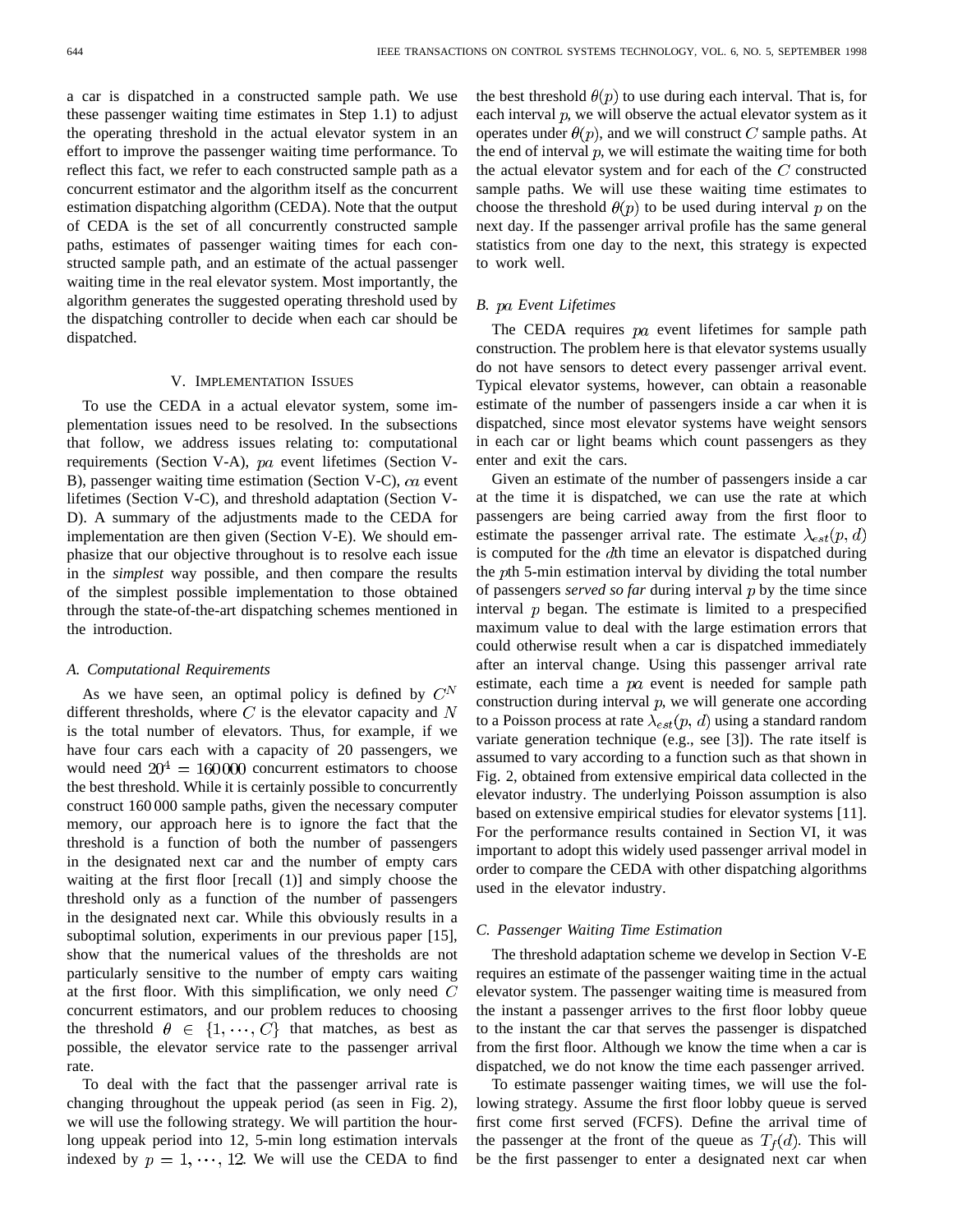a car is dispatched in a constructed sample path. We use these passenger waiting time estimates in Step 1.1) to adjust the operating threshold in the actual elevator system in an effort to improve the passenger waiting time performance. To reflect this fact, we refer to each constructed sample path as a concurrent estimator and the algorithm itself as the concurrent estimation dispatching algorithm (CEDA). Note that the output of CEDA is the set of all concurrently constructed sample paths, estimates of passenger waiting times for each constructed sample path, and an estimate of the actual passenger waiting time in the real elevator system. Most importantly, the algorithm generates the suggested operating threshold used by the dispatching controller to decide when each car should be dispatched.

## V. Implementation Issues

To use the CEDA in a actual elevator system, some implementation issues need to be resolved. In the subsections that follow, we address issues relating to: computational requirements (Section V-A), $pa$ event lifetimes (Section V-B), passenger waiting time estimation (Section V-C), $ca$ event lifetimes (Section V-C), and threshold adaptation (Section V-D). A summary of the adjustments made to the CEDA for implementation are then given (Section V-E). We should emphasize that our objective throughout is to resolve each issue in the *simplest* way possible, and then compare the results of the simplest possible implementation to those obtained through the state-of-the-art dispatching schemes mentioned in the introduction.

### A. Computational Requirements

As we have seen, an optimal policy is defined by $C^N$ different thresholds, where $C$ is the elevator capacity and $N$ is the total number of elevators. Thus, for example, if we have four cars each with a capacity of 20 passengers, we would need $20^4 = 160\,000$ concurrent estimators to choose the best threshold. While it is certainly possible to concurrently construct 160 000 sample paths, given the necessary computer memory, our approach here is to ignore the fact that the threshold is a function of both the number of passengers in the designated next car and the number of empty cars waiting at the first floor [recall (1)] and simply choose the threshold only as a function of the number of passengers in the designated next car. While this obviously results in a suboptimal solution, experiments in our previous paper [15], show that the numerical values of the thresholds are not particularly sensitive to the number of empty cars waiting at the first floor. With this simplification, we only need $C$ concurrent estimators, and our problem reduces to choosing the threshold $\theta \in \{1, \cdots, C\}$ that matches, as best as possible, the elevator service rate to the passenger arrival rate.

To deal with the fact that the passenger arrival rate is changing throughout the uppeak period (as seen in Fig. 2), we will use the following strategy. We will partition the hour-long uppeak period into 12, 5-min long estimation intervals indexed by $p = 1, \cdots, 12$. We will use the CEDA to find the best threshold $\theta(p)$ to use during each interval. That is, for each interval $p$, we will observe the actual elevator system as it operates under $\theta(p)$, and we will construct $C$ sample paths. At the end of interval $p$, we will estimate the waiting time for both the actual elevator system and for each of the $C$ constructed sample paths. We will use these waiting time estimates to choose the threshold $\theta(p)$ to be used during interval $p$ on the next day. If the passenger arrival profile has the same general statistics from one day to the next, this strategy is expected to work well.

### B. $pa$ Event Lifetimes

The CEDA requires $pa$ event lifetimes for sample path construction. The problem here is that elevator systems usually do not have sensors to detect every passenger arrival event. Typical elevator systems, however, can obtain a reasonable estimate of the number of passengers inside a car when it is dispatched, since most elevator systems have weight sensors in each car or light beams which count passengers as they enter and exit the cars.

Given an estimate of the number of passengers inside a car at the time it is dispatched, we can use the rate at which passengers are being carried away from the first floor to estimate the passenger arrival rate. The estimate $\lambda_{est}(p, d)$ is computed for the $d$th time an elevator is dispatched during the $p$th 5-min estimation interval by dividing the total number of passengers *served so far* during interval $p$ by the time since interval $p$ began. The estimate is limited to a prespecified maximum value to deal with the large estimation errors that could otherwise result when a car is dispatched immediately after an interval change. Using this passenger arrival rate estimate, each time a $pa$ event is needed for sample path construction during interval $p$, we will generate one according to a Poisson process at rate $\lambda_{est}(p, d)$ using a standard random variate generation technique (e.g., see [3]). The rate itself is assumed to vary according to a function such as that shown in Fig. 2, obtained from extensive empirical data collected in the elevator industry. The underlying Poisson assumption is also based on extensive empirical studies for elevator systems [11]. For the performance results contained in Section VI, it was important to adopt this widely used passenger arrival model in order to compare the CEDA with other dispatching algorithms used in the elevator industry.

### C. Passenger Waiting Time Estimation

The threshold adaptation scheme we develop in Section V-E requires an estimate of the passenger waiting time in the actual elevator system. The passenger waiting time is measured from the instant a passenger arrives to the first floor lobby queue to the instant the car that serves the passenger is dispatched from the first floor. Although we know the time when a car is dispatched, we do not know the time each passenger arrived.

To estimate passenger waiting times, we will use the following strategy. Assume the first floor lobby queue is served first come first served (FCFS). Define the arrival time of the passenger at the front of the queue as $T_f(d)$. This will be the first passenger to enter a designated next car when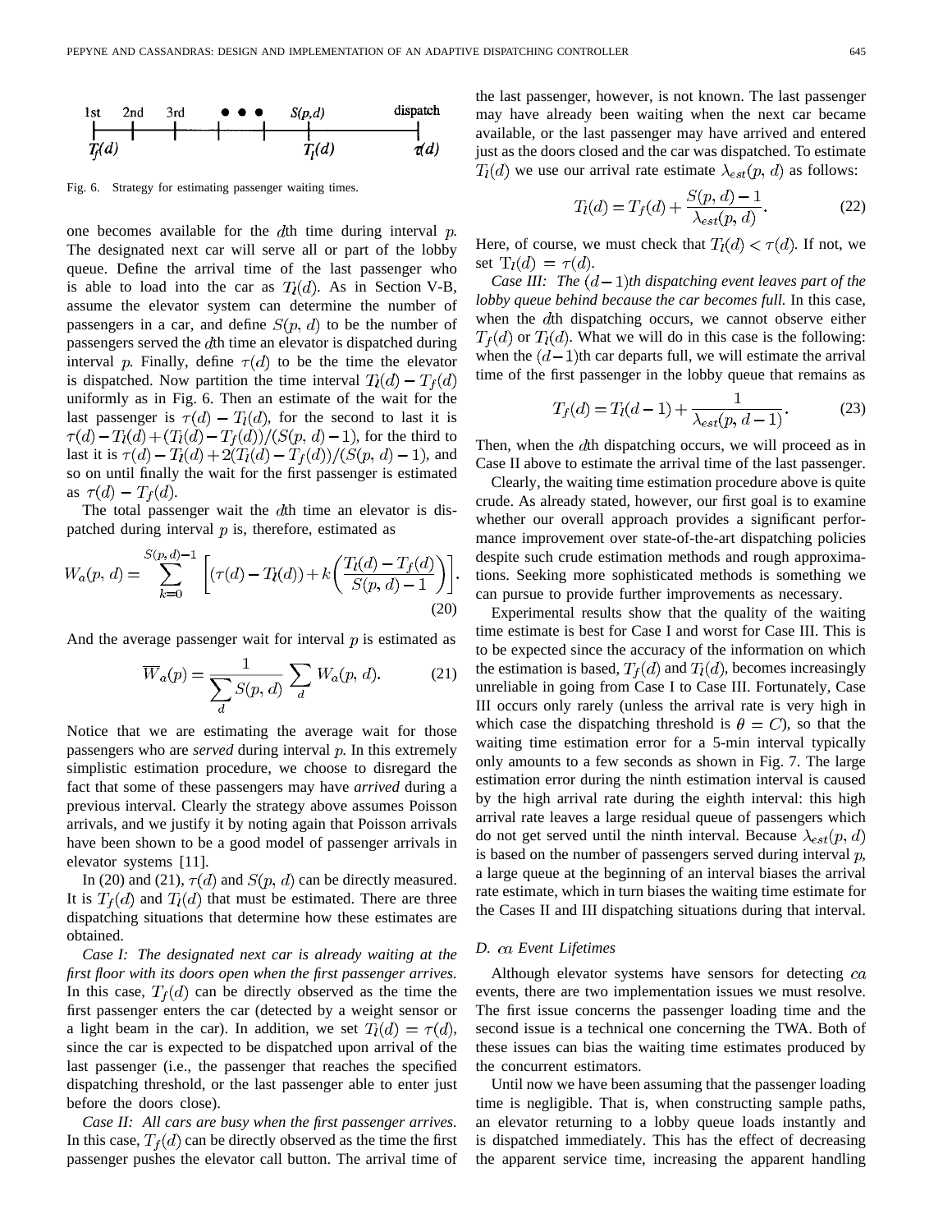Fig. 6. Strategy for estimating passenger waiting times.

one becomes available for the $d$th time during interval $p$. The designated next car will serve all or part of the lobby queue. Define the arrival time of the last passenger who is able to load into the car as $T_l(d)$. As in Section V-B, assume the elevator system can determine the number of passengers in a car, and define $S(p, d)$ to be the number of passengers served the $d$th time an elevator is dispatched during interval $p$. Finally, define $\tau(d)$ to be the time the elevator is dispatched. Now partition the time interval $T_l(d) - T_f(d)$ uniformly as in Fig. 6. Then an estimate of the wait for the last passenger is $\tau(d) - T_l(d)$, for the second to last it is $\tau(d) - T_l(d) + (T_l(d) - T_f(d))/(S(p, d) - 1)$, for the third to last it is $\tau(d) - T_l(d) + 2(T_l(d) - T_f(d))/(S(p, d) - 1)$, and so on until finally the wait for the first passenger is estimated as $\tau(d) - T_f(d)$.

The total passenger wait the $d$th time an elevator is dispatched during interval $p$ is, therefore, estimated as

$$W_a(p, d) = \sum_{k=0}^{S(p,d)-1} \left[ (\tau(d) - T_l(d)) + k\left( \frac{T_l(d) - T_f(d)}{S(p, d) - 1} \right) \right]. \tag{20}$$

And the average passenger wait for interval $p$ is estimated as

$$\overline{W}_a(p) = \frac{1}{\sum_d S(p, d)} \sum_d W_a(p, d). \tag{21}$$

Notice that we are estimating the average wait for those passengers who are *served* during interval $p$. In this extremely simplistic estimation procedure, we choose to disregard the fact that some of these passengers may have *arrived* during a previous interval. Clearly the strategy above assumes Poisson arrivals, and we justify it by noting again that Poisson arrivals have been shown to be a good model of passenger arrivals in elevator systems [11].

In (20) and (21), $\tau(d)$ and $S(p, d)$ can be directly measured. It is $T_f(d)$ and $T_l(d)$ that must be estimated. There are three dispatching situations that determine how these estimates are obtained.

*Case I: The designated next car is already waiting at the first floor with its doors open when the first passenger arrives.* In this case, $T_f(d)$ can be directly observed as the time the first passenger enters the car (detected by a weight sensor or a light beam in the car). In addition, we set $T_l(d) = \tau(d)$, since the car is expected to be dispatched upon arrival of the last passenger (i.e., the passenger that reaches the specified dispatching threshold, or the last passenger able to enter just before the doors close).

*Case II: All cars are busy when the first passenger arrives.* In this case, $T_f(d)$ can be directly observed as the time the first passenger pushes the elevator call button. The arrival time of the last passenger, however, is not known. The last passenger may have already been waiting when the next car became available, or the last passenger may have arrived and entered just as the doors closed and the car was dispatched. To estimate $T_l(d)$ we use our arrival rate estimate $\lambda_{est}(p, d)$ as follows:

$$T_l(d) = T_f(d) + \frac{S(p, d) - 1}{\lambda_{est}(p, d)}. \tag{22}$$

Here, of course, we must check that $T_l(d) < \tau(d)$. If not, we set $T_l(d) = \tau(d)$.

*Case III: The $(d-1)$th dispatching event leaves part of the lobby queue behind because the car becomes full.* In this case, when the $d$th dispatching occurs, we cannot observe either $T_f(d)$ or $T_l(d)$. What we will do in this case is the following: when the $(d-1)$th car departs full, we will estimate the arrival time of the first passenger in the lobby queue that remains as

$$T_f(d) = T_l(d-1) + \frac{1}{\lambda_{est}(p, d-1)}. \tag{23}$$

Then, when the $d$th dispatching occurs, we will proceed as in Case II above to estimate the arrival time of the last passenger.

Clearly, the waiting time estimation procedure above is quite crude. As already stated, however, our first goal is to examine whether our overall approach provides a significant performance improvement over state-of-the-art dispatching policies despite such crude estimation methods and rough approximations. Seeking more sophisticated methods is something we can pursue to provide further improvements as necessary.

Experimental results show that the quality of the waiting time estimate is best for Case I and worst for Case III. This is to be expected since the accuracy of the information on which the estimation is based, $T_f(d)$ and $T_l(d)$, becomes increasingly unreliable in going from Case I to Case III. Fortunately, Case III occurs only rarely (unless the arrival rate is very high in which case the dispatching threshold is $\theta = C$), so that the waiting time estimation error for a 5-min interval typically only amounts to a few seconds as shown in Fig. 7. The large estimation error during the ninth estimation interval is caused by the high arrival rate during the eighth interval: this high arrival rate leaves a large residual queue of passengers which do not get served until the ninth interval. Because $\lambda_{est}(p, d)$ is based on the number of passengers served during interval $p$, a large queue at the beginning of an interval biases the arrival rate estimate, which in turn biases the waiting time estimate for the Cases II and III dispatching situations during that interval.

### D. $ca$ Event Lifetimes

Although elevator systems have sensors for detecting $ca$ events, there are two implementation issues we must resolve. The first issue concerns the passenger loading time and the second issue is a technical one concerning the TWA. Both of these issues can bias the waiting time estimates produced by the concurrent estimators.

Until now we have been assuming that the passenger loading time is negligible. That is, when constructing sample paths, an elevator returning to a lobby queue loads instantly and is dispatched immediately. This has the effect of decreasing the apparent service time, increasing the apparent handling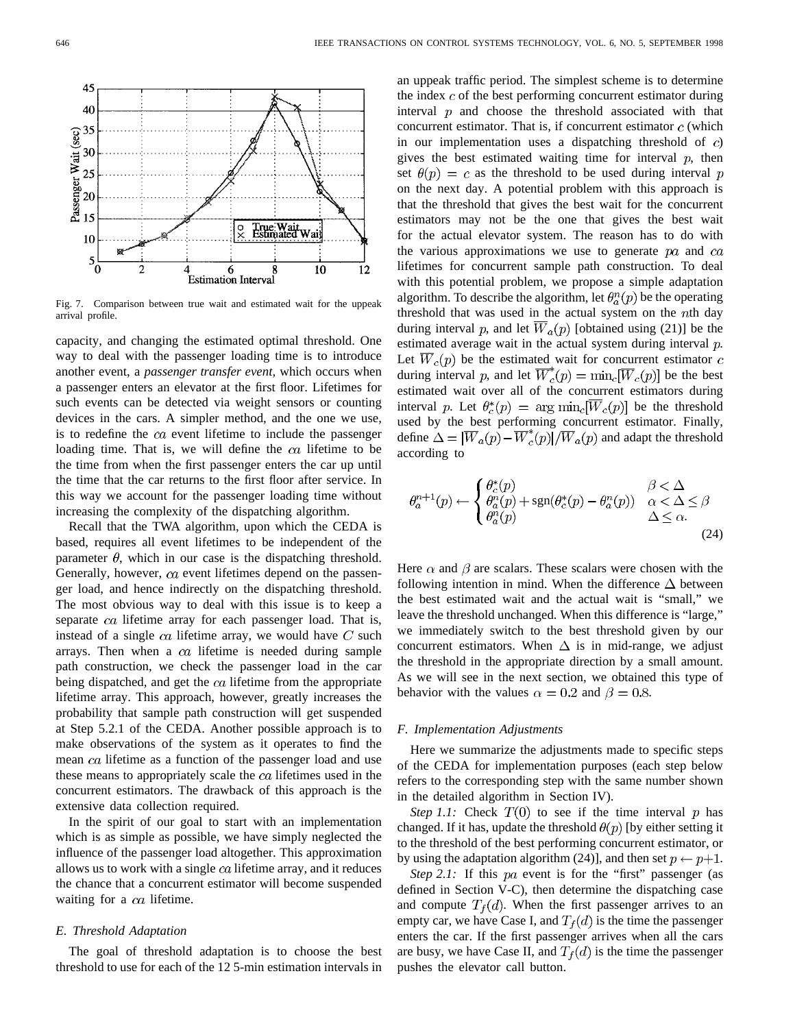Fig. 7. Comparison between true wait and estimated wait for the uppeak arrival profile.

capacity, and changing the estimated optimal threshold. One way to deal with the passenger loading time is to introduce another event, a *passenger transfer event,* which occurs when a passenger enters an elevator at the first floor. Lifetimes for such events can be detected via weight sensors or counting devices in the cars. A simpler method, and the one we use, is to redefine the $ca$ event lifetime to include the passenger loading time. That is, we will define the $ca$ lifetime to be the time from when the first passenger enters the car up until the time that the car returns to the first floor after service. In this way we account for the passenger loading time without increasing the complexity of the dispatching algorithm.

Recall that the TWA algorithm, upon which the CEDA is based, requires all event lifetimes to be independent of the parameter $\theta$, which in our case is the dispatching threshold. Generally, however, $ca$ event lifetimes depend on the passenger load, and hence indirectly on the dispatching threshold. The most obvious way to deal with this issue is to keep a separate $ca$ lifetime array for each passenger load. That is, instead of a single $ca$ lifetime array, we would have $C$ such arrays. Then when a $ca$ lifetime is needed during sample path construction, we check the passenger load in the car being dispatched, and get the $ca$ lifetime from the appropriate lifetime array. This approach, however, greatly increases the probability that sample path construction will get suspended at Step 5.2.1 of the CEDA. Another possible approach is to make observations of the system as it operates to find the mean $ca$ lifetime as a function of the passenger load and use these means to appropriately scale the $ca$ lifetimes used in the concurrent estimators. The drawback of this approach is the extensive data collection required.

In the spirit of our goal to start with an implementation which is as simple as possible, we have simply neglected the influence of the passenger load altogether. This approximation allows us to work with a single $ca$ lifetime array, and it reduces the chance that a concurrent estimator will become suspended waiting for a $ca$ lifetime.

### E. Threshold Adaptation

The goal of threshold adaptation is to choose the best threshold to use for each of the 12 5-min estimation intervals in an uppeak traffic period. The simplest scheme is to determine the index $c$ of the best performing concurrent estimator during interval $p$ and choose the threshold associated with that concurrent estimator. That is, if concurrent estimator $c$ (which in our implementation uses a dispatching threshold of $c$) gives the best estimated waiting time for interval $p$, then set $\theta(p) = c$ as the threshold to be used during interval $p$ on the next day. A potential problem with this approach is that the threshold that gives the best wait for the concurrent estimators may not be the one that gives the best wait for the actual elevator system. The reason has to do with the various approximations we use to generate $pa$ and $ca$ lifetimes for concurrent sample path construction. To deal with this potential problem, we propose a simple adaptation algorithm. To describe the algorithm, let $\theta_a^n(p)$ be the operating threshold that was used in the actual system on the $n$th day during interval $p$, and let $\overline{W}_a(p)$ [obtained using (21)] be the estimated average wait in the actual system during interval $p$. Let $\overline{W}_c(p)$ be the estimated wait for concurrent estimator $c$ during interval $p$, and let $\overline{W}_c^*(p) = \min_c[\overline{W}_c(p)]$ be the best estimated wait over all of the concurrent estimators during interval $p$. Let $\theta_c^*(p) = \arg\min_c[\overline{W}_c(p)]$ be the threshold used by the best performing concurrent estimator. Finally, define $\Delta = |\overline{W}_a(p) - \overline{W}_c^*(p)|/\overline{W}_a(p)$ and adapt the threshold according to

$$\theta_a^{n+1}(p) \leftarrow \begin{cases} \theta_c^*(p) & \beta < \Delta \\ \theta_a^n(p) + \mathrm{sgn}(\theta_c^*(p) - \theta_a^n(p)) & \alpha < \Delta \leq \beta \\ \theta_a^n(p) & \Delta \leq \alpha. \end{cases} \tag{24}$$

Here $\alpha$ and $\beta$ are scalars. These scalars were chosen with the following intention in mind. When the difference $\Delta$ between the best estimated wait and the actual wait is "small," we leave the threshold unchanged. When this difference is "large," we immediately switch to the best threshold given by our concurrent estimators. When $\Delta$ is in mid-range, we adjust the threshold in the appropriate direction by a small amount. As we will see in the next section, we obtained this type of behavior with the values $\alpha = 0.2$ and $\beta = 0.8$.

### F. Implementation Adjustments

Here we summarize the adjustments made to specific steps of the CEDA for implementation purposes (each step below refers to the corresponding step with the same number shown in the detailed algorithm in Section IV).

*Step 1.1:* Check $T(0)$ to see if the time interval $p$ has changed. If it has, update the threshold $\theta(p)$ [by either setting it to the threshold of the best performing concurrent estimator, or by using the adaptation algorithm (24)], and then set $p \leftarrow p+1$.

*Step 2.1:* If this $pa$ event is for the "first" passenger (as defined in Section V-C), then determine the dispatching case and compute $T_f(d)$. When the first passenger arrives to an empty car, we have Case I, and $T_f(d)$ is the time the passenger enters the car. If the first passenger arrives when all the cars are busy, we have Case II, and $T_f(d)$ is the time the passenger pushes the elevator call button.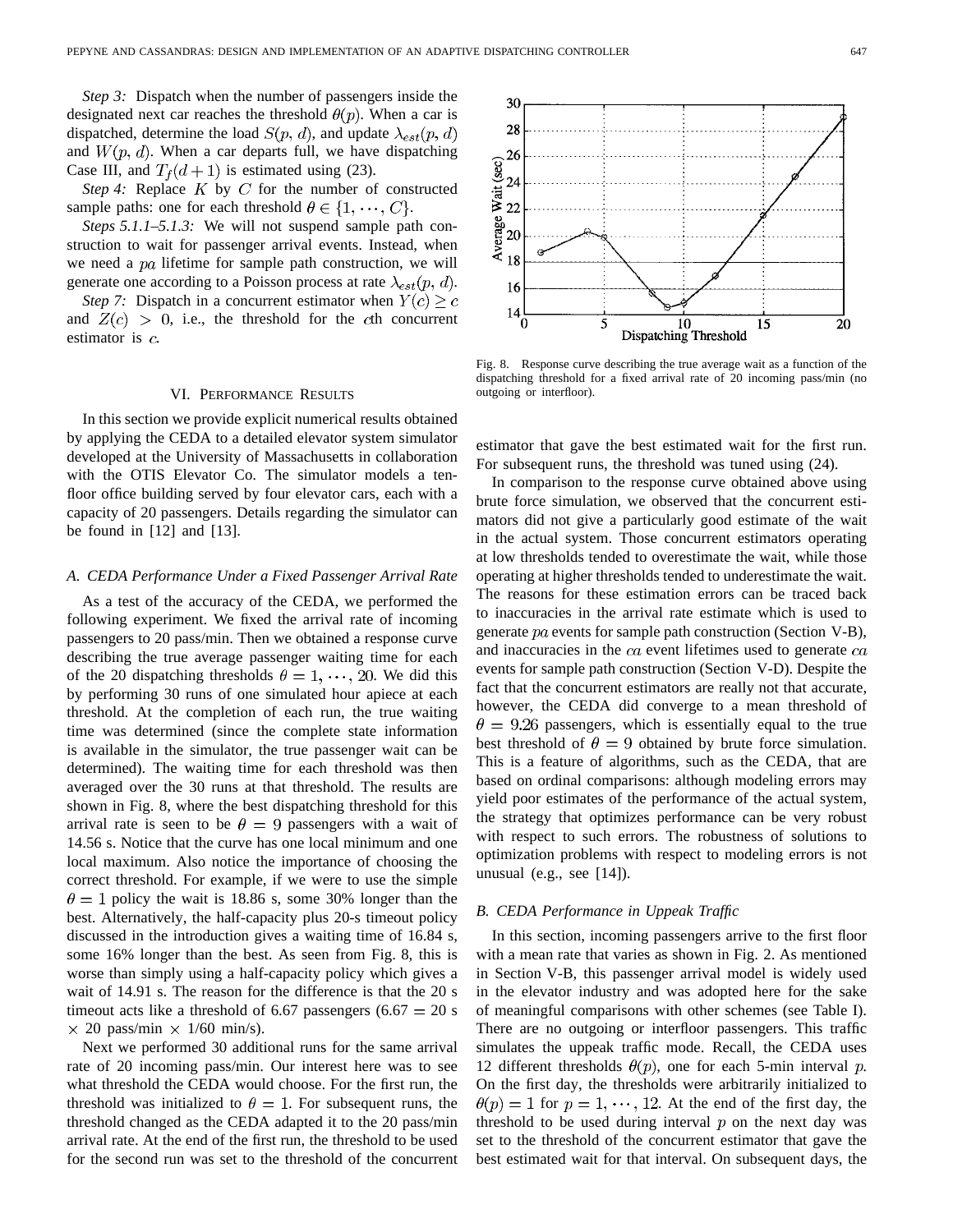*Step 3:* Dispatch when the number of passengers inside the designated next car reaches the threshold $\theta(p)$. When a car is dispatched, determine the load $S(p, d)$, and update $\lambda_{est}(p, d)$ and $W(p, d)$. When a car departs full, we have dispatching Case III, and $T_f(d+1)$ is estimated using (23).

*Step 4:* Replace $K$ by $C$ for the number of constructed sample paths: one for each threshold $\theta \in \{1, \cdots, C\}$.

*Steps 5.1.1–5.1.3:* We will not suspend sample path construction to wait for passenger arrival events. Instead, when we need a $pa$ lifetime for sample path construction, we will generate one according to a Poisson process at rate $\lambda_{est}(p, d)$.

*Step 7:* Dispatch in a concurrent estimator when $Y(c) \geq c$ and $Z(c) > 0$, i.e., the threshold for the $c$th concurrent estimator is $c$.

## VI. Performance Results

In this section we provide explicit numerical results obtained by applying the CEDA to a detailed elevator system simulator developed at the University of Massachusetts in collaboration with the OTIS Elevator Co. The simulator models a ten-floor office building served by four elevator cars, each with a capacity of 20 passengers. Details regarding the simulator can be found in [12] and [13].

### A. CEDA Performance Under a Fixed Passenger Arrival Rate

As a test of the accuracy of the CEDA, we performed the following experiment. We fixed the arrival rate of incoming passengers to 20 pass/min. Then we obtained a response curve describing the true average passenger waiting time for each of the 20 dispatching thresholds $\theta = 1, \cdots, 20$. We did this by performing 30 runs of one simulated hour apiece at each threshold. At the completion of each run, the true waiting time was determined (since the complete state information is available in the simulator, the true passenger wait can be determined). The waiting time for each threshold was then averaged over the 30 runs at that threshold. The results are shown in Fig. 8, where the best dispatching threshold for this arrival rate is seen to be $\theta = 9$ passengers with a wait of 14.56 s. Notice that the curve has one local minimum and one local maximum. Also notice the importance of choosing the correct threshold. For example, if we were to use the simple $\theta = 1$ policy the wait is 18.86 s, some 30% longer than the best. Alternatively, the half-capacity plus 20-s timeout policy discussed in the introduction gives a waiting time of 16.84 s, some 16% longer than the best. As seen from Fig. 8, this is worse than simply using a half-capacity policy which gives a wait of 14.91 s. The reason for the difference is that the 20 s timeout acts like a threshold of 6.67 passengers (6.67 = 20 s × 20 pass/min × 1/60 min/s).

Next we performed 30 additional runs for the same arrival rate of 20 incoming pass/min. Our interest here was to see what threshold the CEDA would choose. For the first run, the threshold was initialized to $\theta = 1$. For subsequent runs, the threshold changed as the CEDA adapted it to the 20 pass/min arrival rate. At the end of the first run, the threshold to be used for the second run was set to the threshold of the concurrent estimator that gave the best estimated wait for the first run. For subsequent runs, the threshold was tuned using (24).

Fig. 8. Response curve describing the true average wait as a function of the dispatching threshold for a fixed arrival rate of 20 incoming pass/min (no outgoing or interfloor).

In comparison to the response curve obtained above using brute force simulation, we observed that the concurrent estimators did not give a particularly good estimate of the wait in the actual system. Those concurrent estimators operating at low thresholds tended to overestimate the wait, while those operating at higher thresholds tended to underestimate the wait. The reasons for these estimation errors can be traced back to inaccuracies in the arrival rate estimate which is used to generate $pa$ events for sample path construction (Section V-B), and inaccuracies in the $ca$ event lifetimes used to generate $ca$ events for sample path construction (Section V-D). Despite the fact that the concurrent estimators are really not that accurate, however, the CEDA did converge to a mean threshold of $\theta = 9.26$ passengers, which is essentially equal to the true best threshold of $\theta = 9$ obtained by brute force simulation. This is a feature of algorithms, such as the CEDA, that are based on ordinal comparisons: although modeling errors may yield poor estimates of the performance of the actual system, the strategy that optimizes performance can be very robust with respect to such errors. The robustness of solutions to optimization problems with respect to modeling errors is not unusual (e.g., see [14]).

### B. CEDA Performance in Uppeak Traffic

In this section, incoming passengers arrive to the first floor with a mean rate that varies as shown in Fig. 2. As mentioned in Section V-B, this passenger arrival model is widely used in the elevator industry and was adopted here for the sake of meaningful comparisons with other schemes (see Table I). There are no outgoing or interfloor passengers. This traffic simulates the uppeak traffic mode. Recall, the CEDA uses 12 different thresholds $\theta(p)$, one for each 5-min interval $p$. On the first day, the thresholds were arbitrarily initialized to $\theta(p) = 1$ for $p = 1, \cdots, 12$. At the end of the first day, the threshold to be used during interval $p$ on the next day was set to the threshold of the concurrent estimator that gave the best estimated wait for that interval. On subsequent days, the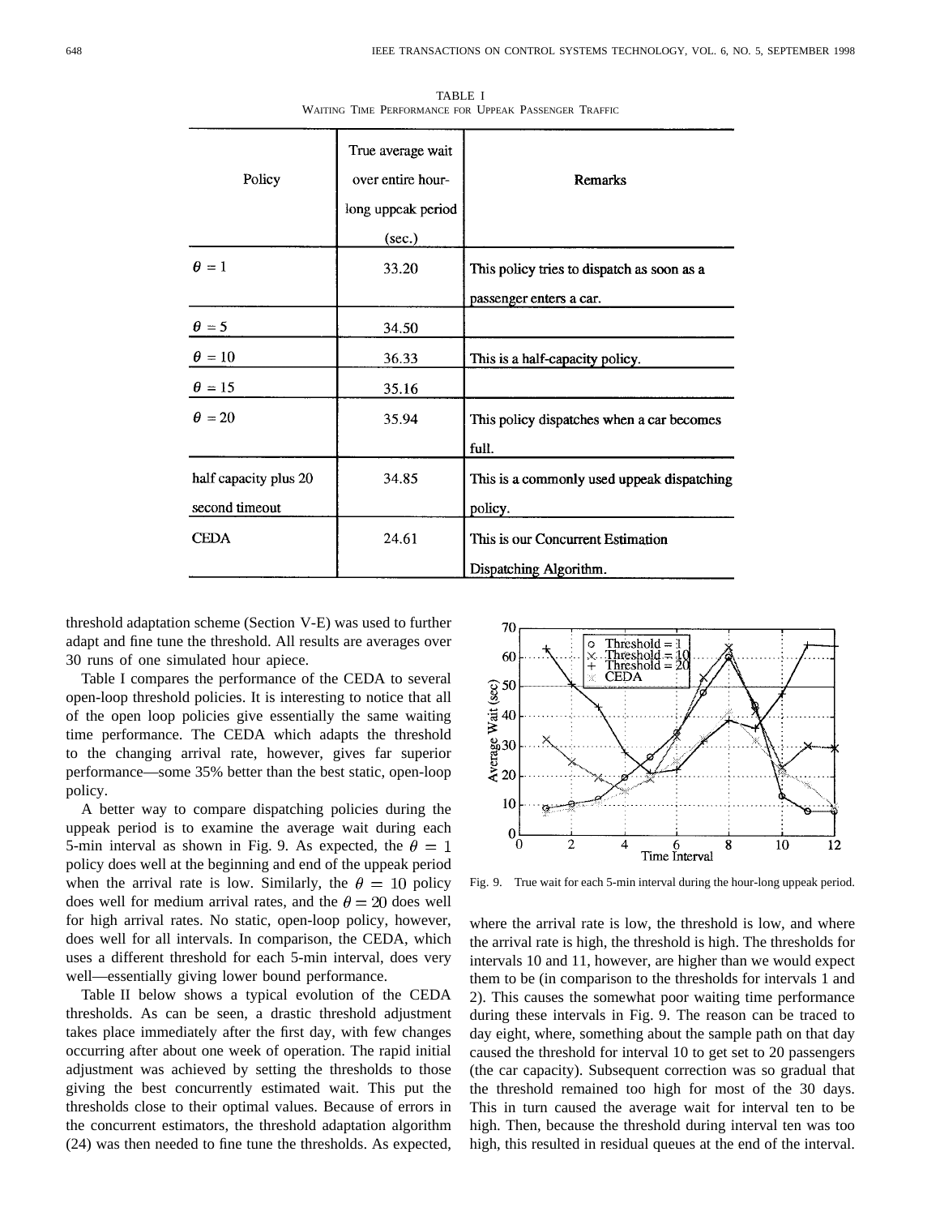TABLE I
WAITING TIME PERFORMANCE FOR UPPEAK PASSENGER TRAFFIC

| Policy | True average wait over entire hour-long uppeak period (sec.) | Remarks |
|---|---|---|
| $\theta = 1$ | 33.20 | This policy tries to dispatch as soon as a passenger enters a car. |
| $\theta = 5$ | 34.50 | |
| $\theta = 10$ | 36.33 | This is a half-capacity policy. |
| $\theta = 15$ | 35.16 | |
| $\theta = 20$ | 35.94 | This policy dispatches when a car becomes full. |
| half capacity plus 20 second timeout | 34.85 | This is a commonly used uppeak dispatching policy. |
| CEDA | 24.61 | This is our Concurrent Estimation Dispatching Algorithm. |

threshold adaptation scheme (Section V-E) was used to further adapt and fine tune the threshold. All results are averages over 30 runs of one simulated hour apiece.

Table I compares the performance of the CEDA to several open-loop threshold policies. It is interesting to notice that all of the open loop policies give essentially the same waiting time performance. The CEDA which adapts the threshold to the changing arrival rate, however, gives far superior performance—some 35% better than the best static, open-loop policy.

A better way to compare dispatching policies during the uppeak period is to examine the average wait during each 5-min interval as shown in Fig. 9. As expected, the $\theta = 1$ policy does well at the beginning and end of the uppeak period when the arrival rate is low. Similarly, the $\theta = 10$ policy does well for medium arrival rates, and the $\theta = 20$ does well for high arrival rates. No static, open-loop policy, however, does well for all intervals. In comparison, the CEDA, which uses a different threshold for each 5-min interval, does very well—essentially giving lower bound performance.

Table II below shows a typical evolution of the CEDA thresholds. As can be seen, a drastic threshold adjustment takes place immediately after the first day, with few changes occurring after about one week of operation. The rapid initial adjustment was achieved by setting the thresholds to those giving the best concurrently estimated wait. This put the thresholds close to their optimal values. Because of errors in the concurrent estimators, the threshold adaptation algorithm (24) was then needed to fine tune the thresholds. As expected, where the arrival rate is low, the threshold is low, and where the arrival rate is high, the threshold is high. The thresholds for intervals 10 and 11, however, are higher than we would expect them to be (in comparison to the thresholds for intervals 1 and 2). This causes the somewhat poor waiting time performance during these intervals in Fig. 9. The reason can be traced to day eight, where, something about the sample path on that day caused the threshold for interval 10 to get set to 20 passengers (the car capacity). Subsequent correction was so gradual that the threshold remained too high for most of the 30 days. This in turn caused the average wait for interval ten to be high. Then, because the threshold during interval ten was too high, this resulted in residual queues at the end of the interval.

Fig. 9. True wait for each 5-min interval during the hour-long uppeak period.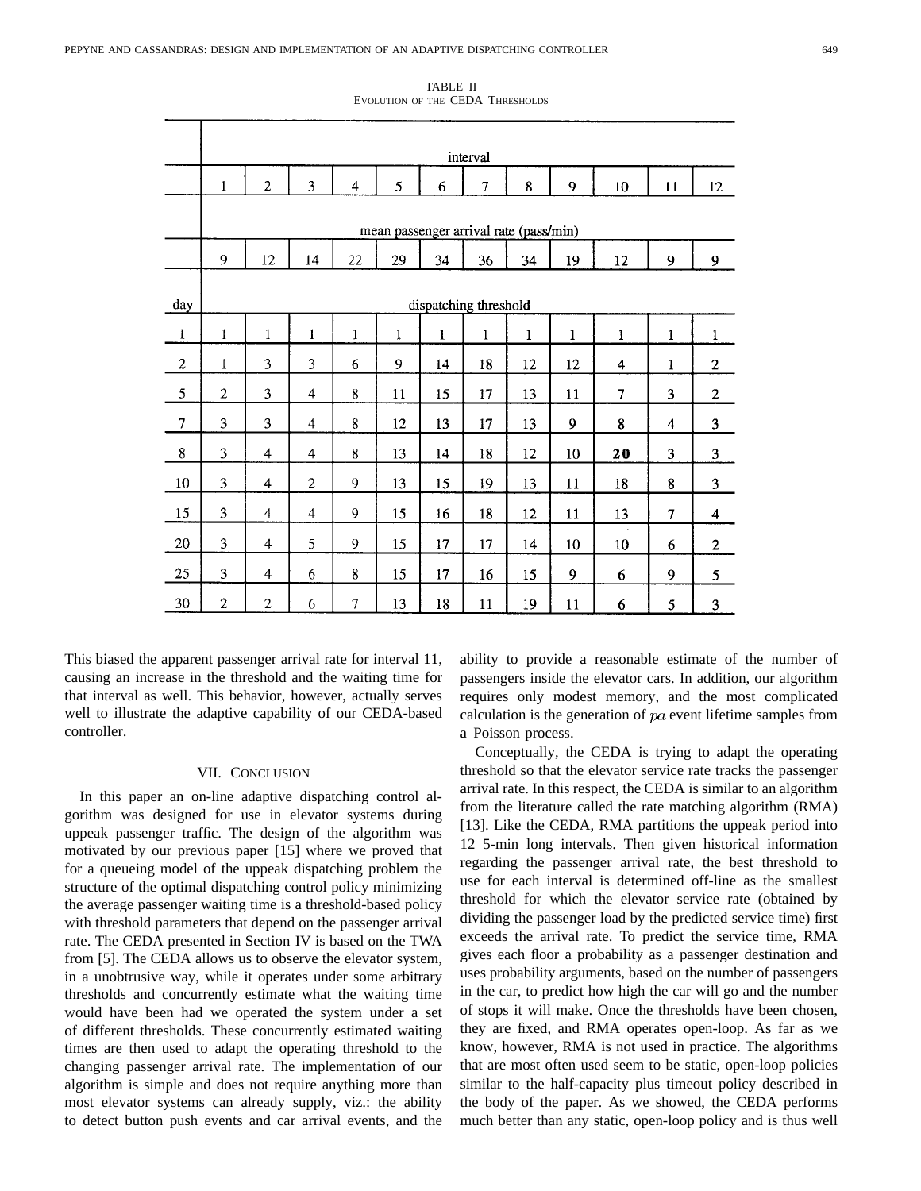TABLE II
EVOLUTION OF THE CEDA THRESHOLDS

| | interval | | | | | | | | | | | |
|---|---|---|---|---|---|---|---|---|---|---|---|---|
| | 1 | 2 | 3 | 4 | 5 | 6 | 7 | 8 | 9 | 10 | 11 | 12 |
| | mean passenger arrival rate (pass/min) | | | | | | | | | | | |
| | 9 | 12 | 14 | 22 | 29 | 34 | 36 | 34 | 19 | 12 | 9 | 9 |
| day | dispatching threshold | | | | | | | | | | | |
| 1 | 1 | 1 | 1 | 1 | 1 | 1 | 1 | 1 | 1 | 1 | 1 | 1 |
| 2 | 1 | 3 | 3 | 6 | 9 | 14 | 18 | 12 | 12 | 4 | 1 | 2 |
| 5 | 2 | 3 | 4 | 8 | 11 | 15 | 17 | 13 | 11 | 7 | 3 | 2 |
| 7 | 3 | 3 | 4 | 8 | 12 | 13 | 17 | 13 | 9 | 8 | 4 | 3 |
| 8 | 3 | 4 | 4 | 8 | 13 | 14 | 18 | 12 | 10 | **20** | 3 | 3 |
| 10 | 3 | 4 | 2 | 9 | 13 | 15 | 19 | 13 | 11 | 18 | 8 | 3 |
| 15 | 3 | 4 | 4 | 9 | 15 | 16 | 18 | 12 | 11 | 13 | 7 | 4 |
| 20 | 3 | 4 | 5 | 9 | 15 | 17 | 17 | 14 | 10 | 10 | 6 | 2 |
| 25 | 3 | 4 | 6 | 8 | 15 | 17 | 16 | 15 | 9 | 6 | 9 | 5 |
| 30 | 2 | 2 | 6 | 7 | 13 | 18 | 11 | 19 | 11 | 6 | 5 | 3 |

This biased the apparent passenger arrival rate for interval 11, causing an increase in the threshold and the waiting time for that interval as well. This behavior, however, actually serves well to illustrate the adaptive capability of our CEDA-based controller.

## VII. CONCLUSION

In this paper an on-line adaptive dispatching control algorithm was designed for use in elevator systems during uppeak passenger traffic. The design of the algorithm was motivated by our previous paper [15] where we proved that for a queueing model of the uppeak dispatching problem the structure of the optimal dispatching control policy minimizing the average passenger waiting time is a threshold-based policy with threshold parameters that depend on the passenger arrival rate. The CEDA presented in Section IV is based on the TWA from [5]. The CEDA allows us to observe the elevator system, in a unobtrusive way, while it operates under some arbitrary thresholds and concurrently estimate what the waiting time would have been had we operated the system under a set of different thresholds. These concurrently estimated waiting times are then used to adapt the operating threshold to the changing passenger arrival rate. The implementation of our algorithm is simple and does not require anything more than most elevator systems can already supply, viz.: the ability to detect button push events and car arrival events, and the ability to provide a reasonable estimate of the number of passengers inside the elevator cars. In addition, our algorithm requires only modest memory, and the most complicated calculation is the generation of $pa$ event lifetime samples from a Poisson process.

Conceptually, the CEDA is trying to adapt the operating threshold so that the elevator service rate tracks the passenger arrival rate. In this respect, the CEDA is similar to an algorithm from the literature called the rate matching algorithm (RMA) [13]. Like the CEDA, RMA partitions the uppeak period into 12 5-min long intervals. Then given historical information regarding the passenger arrival rate, the best threshold to use for each interval is determined off-line as the smallest threshold for which the elevator service rate (obtained by dividing the passenger load by the predicted service time) first exceeds the arrival rate. To predict the service time, RMA gives each floor a probability as a passenger destination and uses probability arguments, based on the number of passengers in the car, to predict how high the car will go and the number of stops it will make. Once the thresholds have been chosen, they are fixed, and RMA operates open-loop. As far as we know, however, RMA is not used in practice. The algorithms that are most often used seem to be static, open-loop policies similar to the half-capacity plus timeout policy described in the body of the paper. As we showed, the CEDA performs much better than any static, open-loop policy and is thus well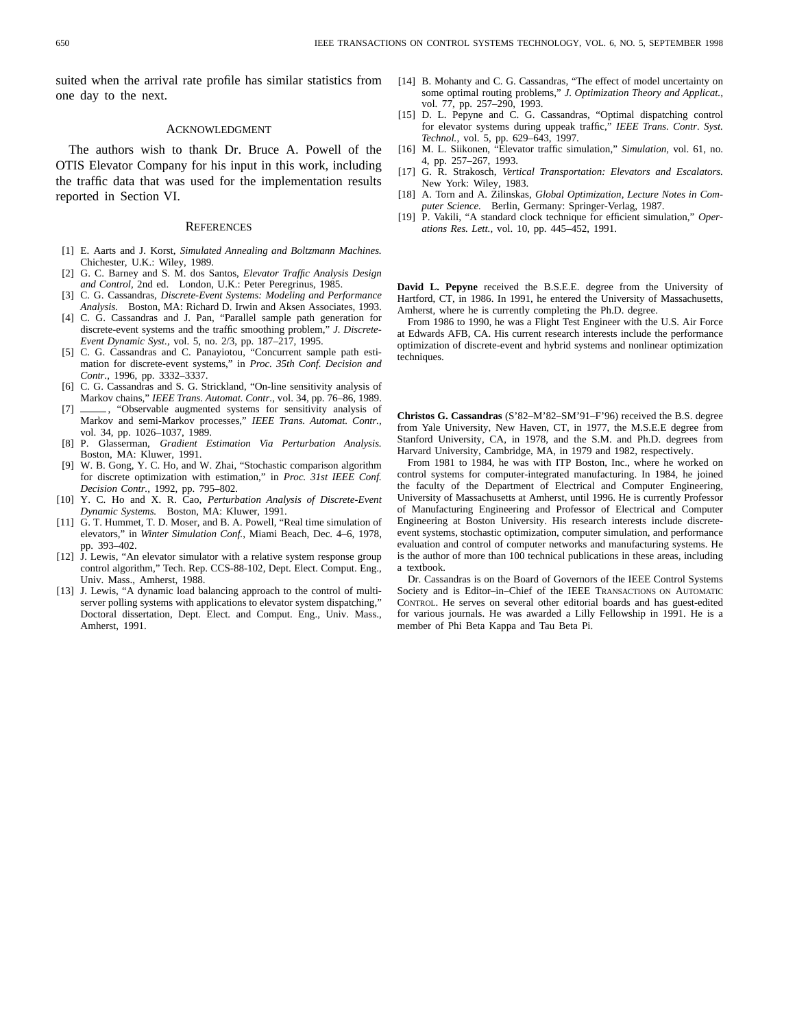suited when the arrival rate profile has similar statistics from one day to the next.

## Acknowledgment

The authors wish to thank Dr. Bruce A. Powell of the OTIS Elevator Company for his input in this work, including the traffic data that was used for the implementation results reported in Section VI.

## References

[1] E. Aarts and J. Korst, *Simulated Annealing and Boltzmann Machines.* Chichester, U.K.: Wiley, 1989.

[2] G. C. Barney and S. M. dos Santos, *Elevator Traffic Analysis Design and Control,* 2nd ed. London, U.K.: Peter Peregrinus, 1985.

[3] C. G. Cassandras, *Discrete-Event Systems: Modeling and Performance Analysis.* Boston, MA: Richard D. Irwin and Aksen Associates, 1993.

[4] C. G. Cassandras and J. Pan, "Parallel sample path generation for discrete-event systems and the traffic smoothing problem," *J. Discrete-Event Dynamic Syst.,* vol. 5, no. 2/3, pp. 187–217, 1995.

[5] C. G. Cassandras and C. Panayiotou, "Concurrent sample path estimation for discrete-event systems," in *Proc. 35th Conf. Decision and Contr.,* 1996, pp. 3332–3337.

[6] C. G. Cassandras and S. G. Strickland, "On-line sensitivity analysis of Markov chains," *IEEE Trans. Automat. Contr.,* vol. 34, pp. 76–86, 1989.

[7] ——, "Observable augmented systems for sensitivity analysis of Markov and semi-Markov processes," *IEEE Trans. Automat. Contr.,* vol. 34, pp. 1026–1037, 1989.

[8] P. Glasserman, *Gradient Estimation Via Perturbation Analysis.* Boston, MA: Kluwer, 1991.

[9] W. B. Gong, Y. C. Ho, and W. Zhai, "Stochastic comparison algorithm for discrete optimization with estimation," in *Proc. 31st IEEE Conf. Decision Contr.,* 1992, pp. 795–802.

[10] Y. C. Ho and X. R. Cao, *Perturbation Analysis of Discrete-Event Dynamic Systems.* Boston, MA: Kluwer, 1991.

[11] G. T. Hummet, T. D. Moser, and B. A. Powell, "Real time simulation of elevators," in *Winter Simulation Conf.,* Miami Beach, Dec. 4–6, 1978, pp. 393–402.

[12] J. Lewis, "An elevator simulator with a relative system response group control algorithm," Tech. Rep. CCS-88-102, Dept. Elect. Comput. Eng., Univ. Mass., Amherst, 1988.

[13] J. Lewis, "A dynamic load balancing approach to the control of multi-server polling systems with applications to elevator system dispatching," Doctoral dissertation, Dept. Elect. and Comput. Eng., Univ. Mass., Amherst, 1991.

[14] B. Mohanty and C. G. Cassandras, "The effect of model uncertainty on some optimal routing problems," *J. Optimization Theory and Applicat.,* vol. 77, pp. 257–290, 1993.

[15] D. L. Pepyne and C. G. Cassandras, "Optimal dispatching control for elevator systems during uppeak traffic," *IEEE Trans. Contr. Syst. Technol.,* vol. 5, pp. 629–643, 1997.

[16] M. L. Siikonen, "Elevator traffic simulation," *Simulation,* vol. 61, no. 4, pp. 257–267, 1993.

[17] G. R. Strakosch, *Vertical Transportation: Elevators and Escalators.* New York: Wiley, 1983.

[18] A. Torn and A. Zilinskas, *Global Optimization, Lecture Notes in Computer Science.* Berlin, Germany: Springer-Verlag, 1987.

[19] P. Vakili, "A standard clock technique for efficient simulation," *Operations Res. Lett.,* vol. 10, pp. 445–452, 1991.

**David L. Pepyne** received the B.S.E.E. degree from the University of Hartford, CT, in 1986. In 1991, he entered the University of Massachusetts, Amherst, where he is currently completing the Ph.D. degree.

From 1986 to 1990, he was a Flight Test Engineer with the U.S. Air Force at Edwards AFB, CA. His current research interests include the performance optimization of discrete-event and hybrid systems and nonlinear optimization techniques.

**Christos G. Cassandras** (S'82–M'82–SM'91–F'96) received the B.S. degree from Yale University, New Haven, CT, in 1977, the M.S.E.E degree from Stanford University, CA, in 1978, and the S.M. and Ph.D. degrees from Harvard University, Cambridge, MA, in 1979 and 1982, respectively.

From 1981 to 1984, he was with ITP Boston, Inc., where he worked on control systems for computer-integrated manufacturing. In 1984, he joined the faculty of the Department of Electrical and Computer Engineering, University of Massachusetts at Amherst, until 1996. He is currently Professor of Manufacturing Engineering and Professor of Electrical and Computer Engineering at Boston University. His research interests include discrete-event systems, stochastic optimization, computer simulation, and performance evaluation and control of computer networks and manufacturing systems. He is the author of more than 100 technical publications in these areas, including a textbook.

Dr. Cassandras is on the Board of Governors of the IEEE Control Systems Society and is Editor–in–Chief of the IEEE Transactions on Automatic Control. He serves on several other editorial boards and has guest-edited for various journals. He was awarded a Lilly Fellowship in 1991. He is a member of Phi Beta Kappa and Tau Beta Pi.